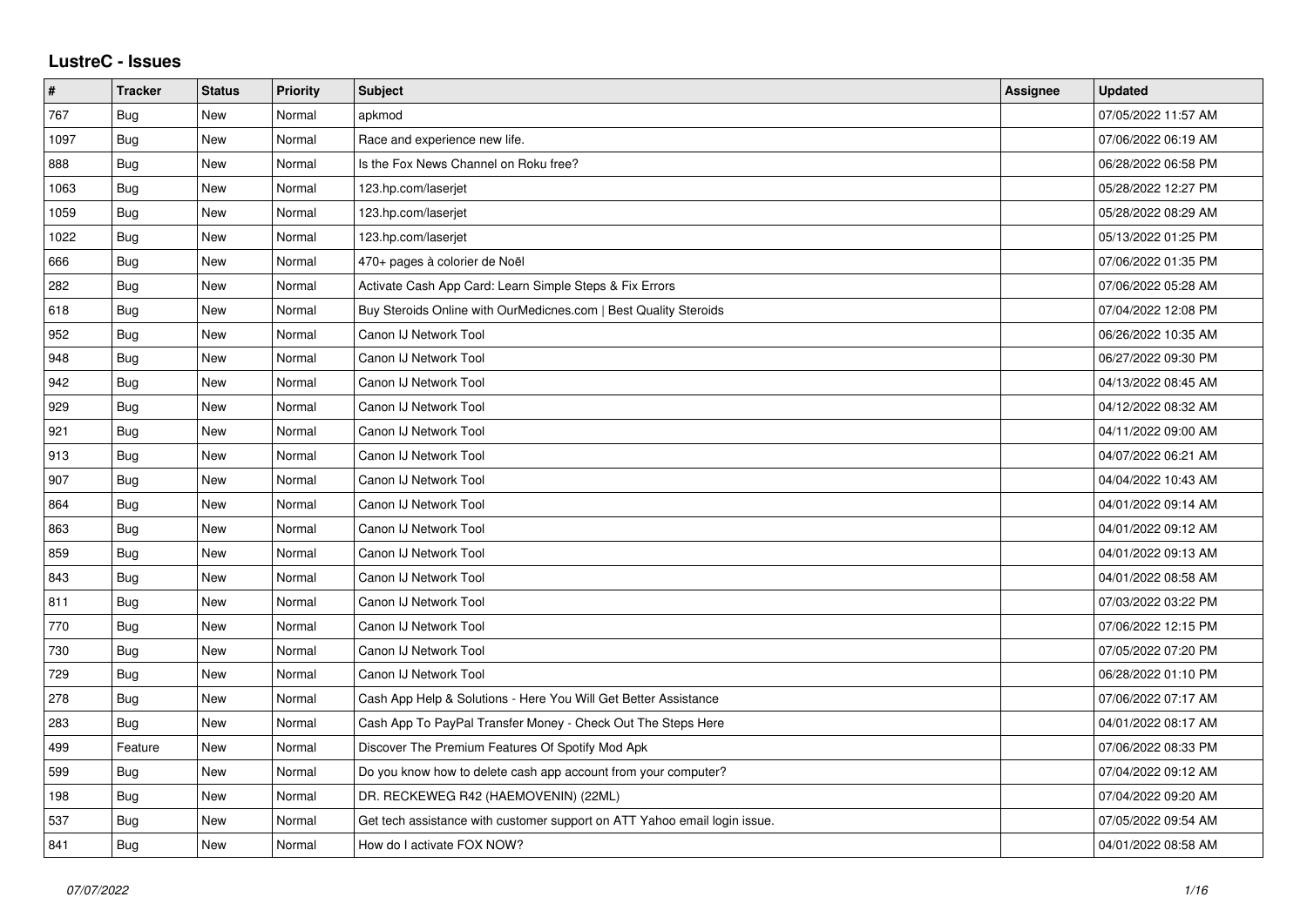# LustreC - Issues

| # | Tracker | Status | Priority | Subject | Assignee | Updated |
|---|---|---|---|---|---|---|
| 767 | Bug | New | Normal | apkmod | | 07/05/2022 11:57 AM |
| 1097 | Bug | New | Normal | Race and experience new life. | | 07/06/2022 06:19 AM |
| 888 | Bug | New | Normal | Is the Fox News Channel on Roku free? | | 06/28/2022 06:58 PM |
| 1063 | Bug | New | Normal | 123.hp.com/laserjet | | 05/28/2022 12:27 PM |
| 1059 | Bug | New | Normal | 123.hp.com/laserjet | | 05/28/2022 08:29 AM |
| 1022 | Bug | New | Normal | 123.hp.com/laserjet | | 05/13/2022 01:25 PM |
| 666 | Bug | New | Normal | 470+ pages à colorier de Noël | | 07/06/2022 01:35 PM |
| 282 | Bug | New | Normal | Activate Cash App Card: Learn Simple Steps & Fix Errors | | 07/06/2022 05:28 AM |
| 618 | Bug | New | Normal | Buy Steroids Online with OurMedicnes.com \| Best Quality Steroids | | 07/04/2022 12:08 PM |
| 952 | Bug | New | Normal | Canon IJ Network Tool | | 06/26/2022 10:35 AM |
| 948 | Bug | New | Normal | Canon IJ Network Tool | | 06/27/2022 09:30 PM |
| 942 | Bug | New | Normal | Canon IJ Network Tool | | 04/13/2022 08:45 AM |
| 929 | Bug | New | Normal | Canon IJ Network Tool | | 04/12/2022 08:32 AM |
| 921 | Bug | New | Normal | Canon IJ Network Tool | | 04/11/2022 09:00 AM |
| 913 | Bug | New | Normal | Canon IJ Network Tool | | 04/07/2022 06:21 AM |
| 907 | Bug | New | Normal | Canon IJ Network Tool | | 04/04/2022 10:43 AM |
| 864 | Bug | New | Normal | Canon IJ Network Tool | | 04/01/2022 09:14 AM |
| 863 | Bug | New | Normal | Canon IJ Network Tool | | 04/01/2022 09:12 AM |
| 859 | Bug | New | Normal | Canon IJ Network Tool | | 04/01/2022 09:13 AM |
| 843 | Bug | New | Normal | Canon IJ Network Tool | | 04/01/2022 08:58 AM |
| 811 | Bug | New | Normal | Canon IJ Network Tool | | 07/03/2022 03:22 PM |
| 770 | Bug | New | Normal | Canon IJ Network Tool | | 07/06/2022 12:15 PM |
| 730 | Bug | New | Normal | Canon IJ Network Tool | | 07/05/2022 07:20 PM |
| 729 | Bug | New | Normal | Canon IJ Network Tool | | 06/28/2022 01:10 PM |
| 278 | Bug | New | Normal | Cash App Help & Solutions - Here You Will Get Better Assistance | | 07/06/2022 07:17 AM |
| 283 | Bug | New | Normal | Cash App To PayPal Transfer Money - Check Out The Steps Here | | 04/01/2022 08:17 AM |
| 499 | Feature | New | Normal | Discover The Premium Features Of Spotify Mod Apk | | 07/06/2022 08:33 PM |
| 599 | Bug | New | Normal | Do you know how to delete cash app account from your computer? | | 07/04/2022 09:12 AM |
| 198 | Bug | New | Normal | DR. RECKEWEG R42 (HAEMOVENIN) (22ML) | | 07/04/2022 09:20 AM |
| 537 | Bug | New | Normal | Get tech assistance with customer support on ATT Yahoo email login issue. | | 07/05/2022 09:54 AM |
| 841 | Bug | New | Normal | How do I activate FOX NOW? | | 04/01/2022 08:58 AM |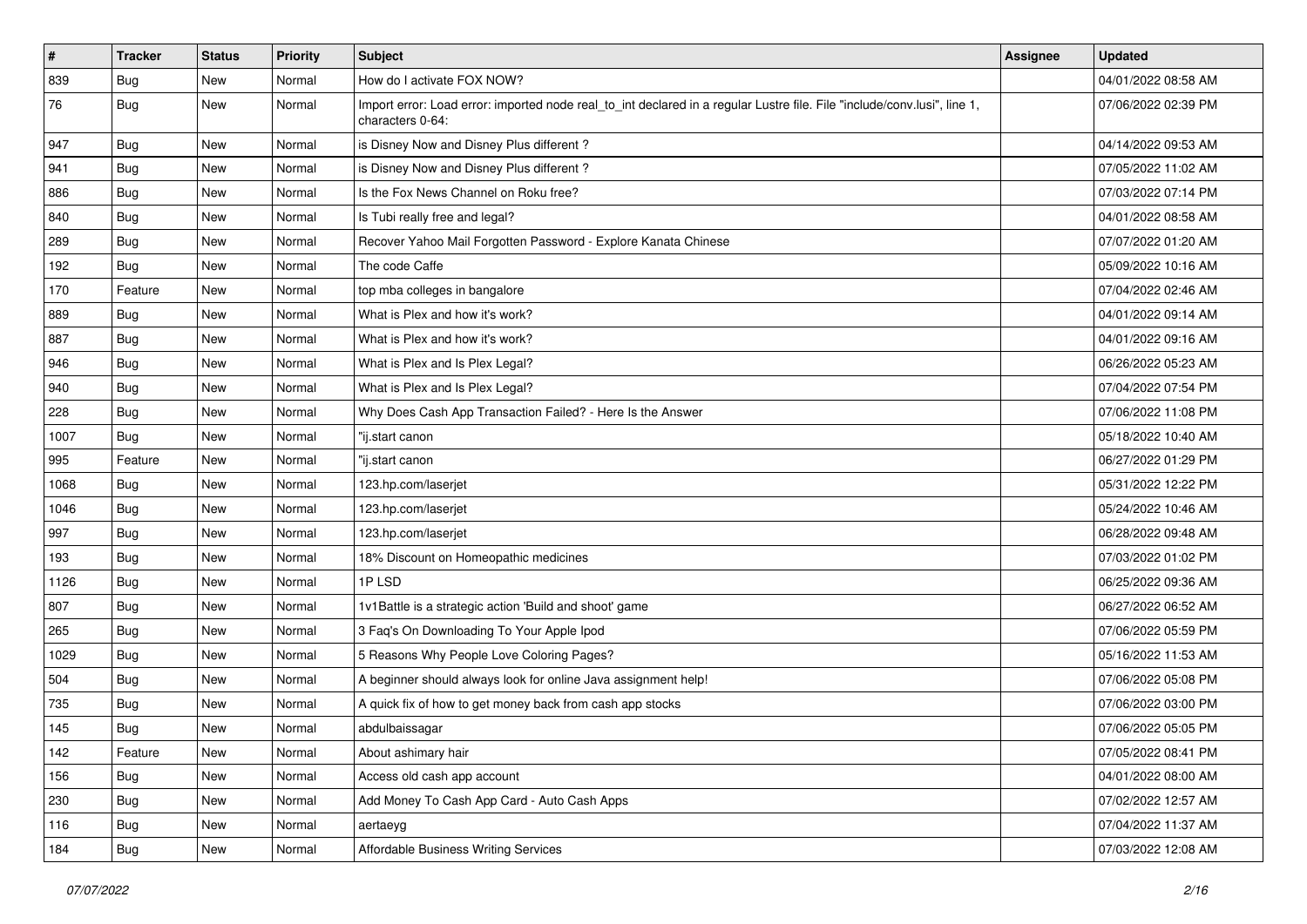| # | Tracker | Status | Priority | Subject | Assignee | Updated |
| --- | --- | --- | --- | --- | --- | --- |
| 839 | Bug | New | Normal | How do I activate FOX NOW? | | 04/01/2022 08:58 AM |
| 76 | Bug | New | Normal | Import error: Load error: imported node real_to_int declared in a regular Lustre file. File "include/conv.lusi", line 1, characters 0-64: | | 07/06/2022 02:39 PM |
| 947 | Bug | New | Normal | is Disney Now and Disney Plus different ? | | 04/14/2022 09:53 AM |
| 941 | Bug | New | Normal | is Disney Now and Disney Plus different ? | | 07/05/2022 11:02 AM |
| 886 | Bug | New | Normal | Is the Fox News Channel on Roku free? | | 07/03/2022 07:14 PM |
| 840 | Bug | New | Normal | Is Tubi really free and legal? | | 04/01/2022 08:58 AM |
| 289 | Bug | New | Normal | Recover Yahoo Mail Forgotten Password - Explore Kanata Chinese | | 07/07/2022 01:20 AM |
| 192 | Bug | New | Normal | The code Caffe | | 05/09/2022 10:16 AM |
| 170 | Feature | New | Normal | top mba colleges in bangalore | | 07/04/2022 02:46 AM |
| 889 | Bug | New | Normal | What is Plex and how it's work? | | 04/01/2022 09:14 AM |
| 887 | Bug | New | Normal | What is Plex and how it's work? | | 04/01/2022 09:16 AM |
| 946 | Bug | New | Normal | What is Plex and Is Plex Legal? | | 06/26/2022 05:23 AM |
| 940 | Bug | New | Normal | What is Plex and Is Plex Legal? | | 07/04/2022 07:54 PM |
| 228 | Bug | New | Normal | Why Does Cash App Transaction Failed? - Here Is the Answer | | 07/06/2022 11:08 PM |
| 1007 | Bug | New | Normal | "ij.start canon | | 05/18/2022 10:40 AM |
| 995 | Feature | New | Normal | "ij.start canon | | 06/27/2022 01:29 PM |
| 1068 | Bug | New | Normal | 123.hp.com/laserjet | | 05/31/2022 12:22 PM |
| 1046 | Bug | New | Normal | 123.hp.com/laserjet | | 05/24/2022 10:46 AM |
| 997 | Bug | New | Normal | 123.hp.com/laserjet | | 06/28/2022 09:48 AM |
| 193 | Bug | New | Normal | 18% Discount on Homeopathic medicines | | 07/03/2022 01:02 PM |
| 1126 | Bug | New | Normal | 1P LSD | | 06/25/2022 09:36 AM |
| 807 | Bug | New | Normal | 1v1Battle is a strategic action 'Build and shoot' game | | 06/27/2022 06:52 AM |
| 265 | Bug | New | Normal | 3 Faq's On Downloading To Your Apple Ipod | | 07/06/2022 05:59 PM |
| 1029 | Bug | New | Normal | 5 Reasons Why People Love Coloring Pages? | | 05/16/2022 11:53 AM |
| 504 | Bug | New | Normal | A beginner should always look for online Java assignment help! | | 07/06/2022 05:08 PM |
| 735 | Bug | New | Normal | A quick fix of how to get money back from cash app stocks | | 07/06/2022 03:00 PM |
| 145 | Bug | New | Normal | abdulbaissagar | | 07/06/2022 05:05 PM |
| 142 | Feature | New | Normal | About ashimary hair | | 07/05/2022 08:41 PM |
| 156 | Bug | New | Normal | Access old cash app account | | 04/01/2022 08:00 AM |
| 230 | Bug | New | Normal | Add Money To Cash App Card - Auto Cash Apps | | 07/02/2022 12:57 AM |
| 116 | Bug | New | Normal | aertaeyg | | 07/04/2022 11:37 AM |
| 184 | Bug | New | Normal | Affordable Business Writing Services | | 07/03/2022 12:08 AM |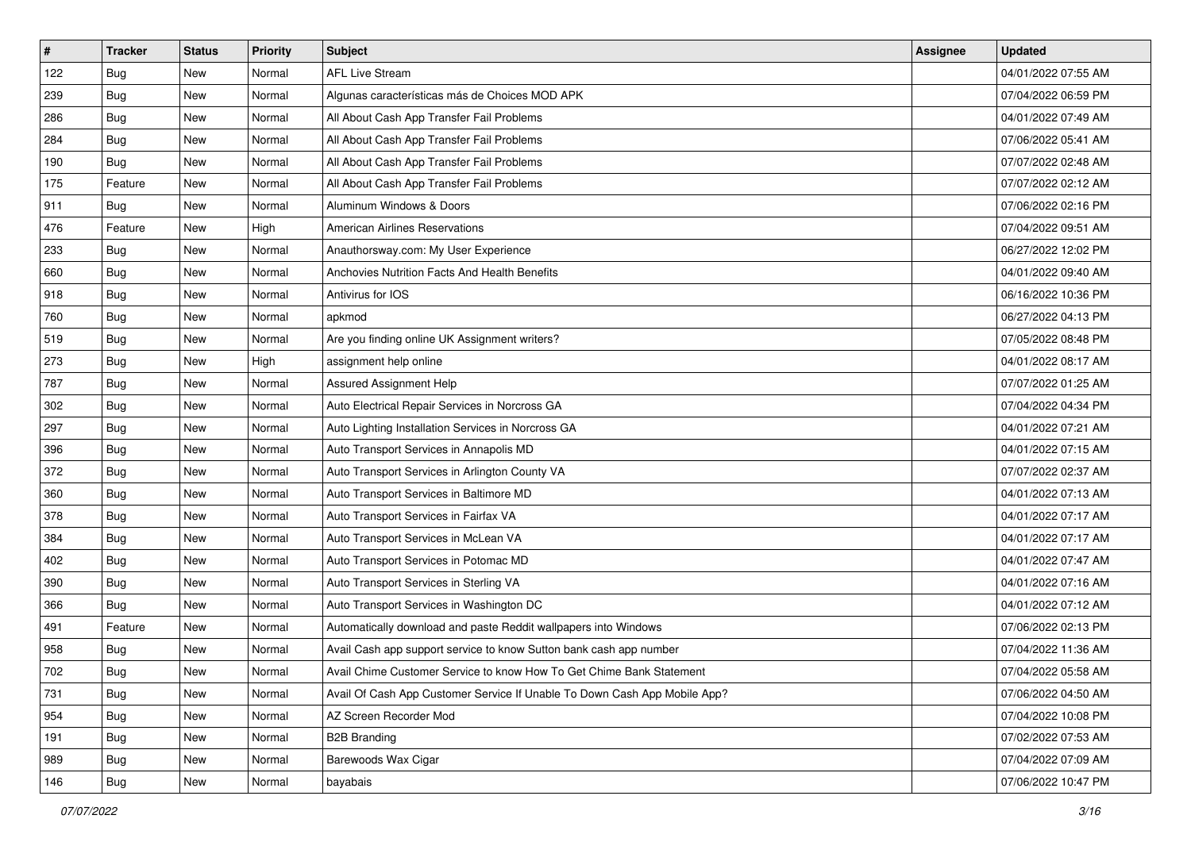| # | Tracker | Status | Priority | Subject | Assignee | Updated |
| --- | --- | --- | --- | --- | --- | --- |
| 122 | Bug | New | Normal | AFL Live Stream | | 04/01/2022 07:55 AM |
| 239 | Bug | New | Normal | Algunas características más de Choices MOD APK | | 07/04/2022 06:59 PM |
| 286 | Bug | New | Normal | All About Cash App Transfer Fail Problems | | 04/01/2022 07:49 AM |
| 284 | Bug | New | Normal | All About Cash App Transfer Fail Problems | | 07/06/2022 05:41 AM |
| 190 | Bug | New | Normal | All About Cash App Transfer Fail Problems | | 07/07/2022 02:48 AM |
| 175 | Feature | New | Normal | All About Cash App Transfer Fail Problems | | 07/07/2022 02:12 AM |
| 911 | Bug | New | Normal | Aluminum Windows & Doors | | 07/06/2022 02:16 PM |
| 476 | Feature | New | High | American Airlines Reservations | | 07/04/2022 09:51 AM |
| 233 | Bug | New | Normal | Anauthorsway.com: My User Experience | | 06/27/2022 12:02 PM |
| 660 | Bug | New | Normal | Anchovies Nutrition Facts And Health Benefits | | 04/01/2022 09:40 AM |
| 918 | Bug | New | Normal | Antivirus for IOS | | 06/16/2022 10:36 PM |
| 760 | Bug | New | Normal | apkmod | | 06/27/2022 04:13 PM |
| 519 | Bug | New | Normal | Are you finding online UK Assignment writers? | | 07/05/2022 08:48 PM |
| 273 | Bug | New | High | assignment help online | | 04/01/2022 08:17 AM |
| 787 | Bug | New | Normal | Assured Assignment Help | | 07/07/2022 01:25 AM |
| 302 | Bug | New | Normal | Auto Electrical Repair Services in Norcross GA | | 07/04/2022 04:34 PM |
| 297 | Bug | New | Normal | Auto Lighting Installation Services in Norcross GA | | 04/01/2022 07:21 AM |
| 396 | Bug | New | Normal | Auto Transport Services in Annapolis MD | | 04/01/2022 07:15 AM |
| 372 | Bug | New | Normal | Auto Transport Services in Arlington County VA | | 07/07/2022 02:37 AM |
| 360 | Bug | New | Normal | Auto Transport Services in Baltimore MD | | 04/01/2022 07:13 AM |
| 378 | Bug | New | Normal | Auto Transport Services in Fairfax VA | | 04/01/2022 07:17 AM |
| 384 | Bug | New | Normal | Auto Transport Services in McLean VA | | 04/01/2022 07:17 AM |
| 402 | Bug | New | Normal | Auto Transport Services in Potomac MD | | 04/01/2022 07:47 AM |
| 390 | Bug | New | Normal | Auto Transport Services in Sterling VA | | 04/01/2022 07:16 AM |
| 366 | Bug | New | Normal | Auto Transport Services in Washington DC | | 04/01/2022 07:12 AM |
| 491 | Feature | New | Normal | Automatically download and paste Reddit wallpapers into Windows | | 07/06/2022 02:13 PM |
| 958 | Bug | New | Normal | Avail Cash app support service to know Sutton bank cash app number | | 07/04/2022 11:36 AM |
| 702 | Bug | New | Normal | Avail Chime Customer Service to know How To Get Chime Bank Statement | | 07/04/2022 05:58 AM |
| 731 | Bug | New | Normal | Avail Of Cash App Customer Service If Unable To Down Cash App Mobile App? | | 07/06/2022 04:50 AM |
| 954 | Bug | New | Normal | AZ Screen Recorder Mod | | 07/04/2022 10:08 PM |
| 191 | Bug | New | Normal | B2B Branding | | 07/02/2022 07:53 AM |
| 989 | Bug | New | Normal | Barewoods Wax Cigar | | 07/04/2022 07:09 AM |
| 146 | Bug | New | Normal | bayabais | | 07/06/2022 10:47 PM |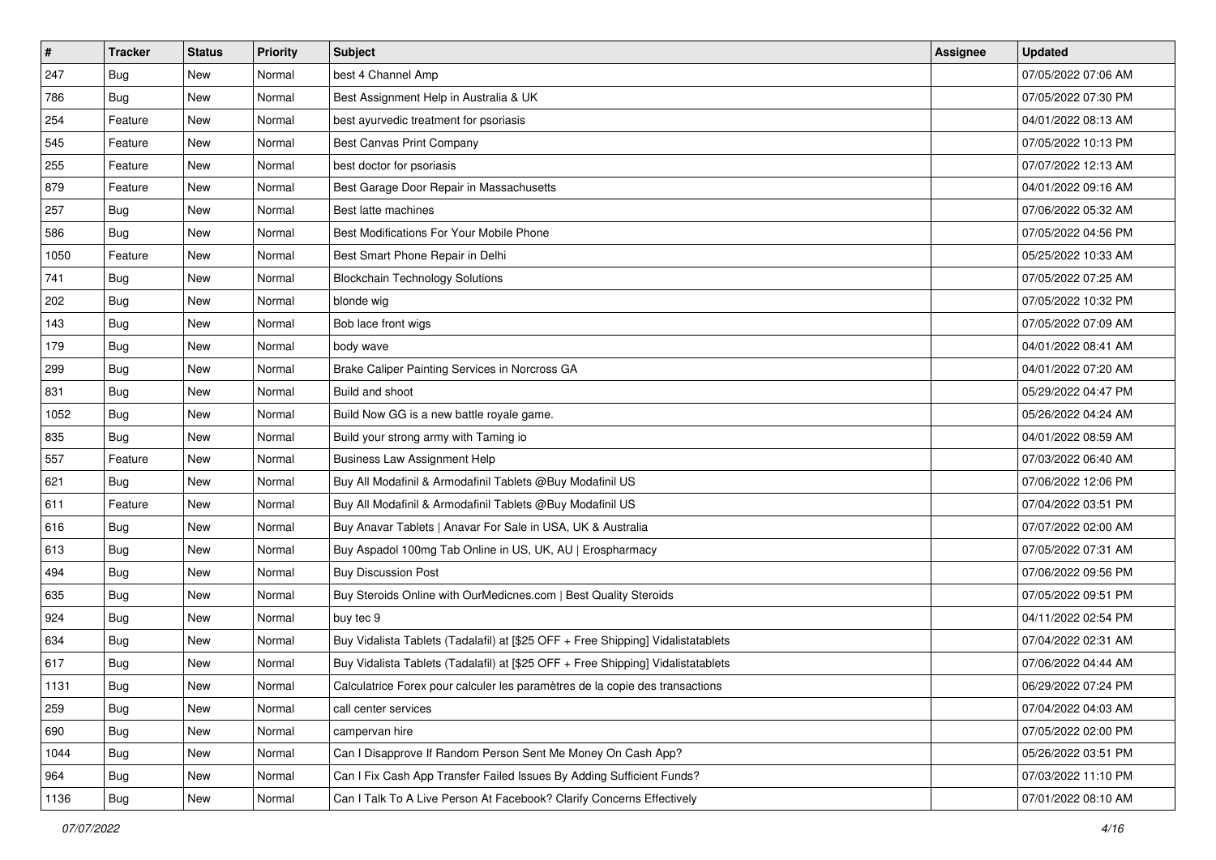| # | Tracker | Status | Priority | Subject | Assignee | Updated |
|---|---|---|---|---|---|---|
| 247 | Bug | New | Normal | best 4 Channel Amp | | 07/05/2022 07:06 AM |
| 786 | Bug | New | Normal | Best Assignment Help in Australia & UK | | 07/05/2022 07:30 PM |
| 254 | Feature | New | Normal | best ayurvedic treatment for psoriasis | | 04/01/2022 08:13 AM |
| 545 | Feature | New | Normal | Best Canvas Print Company | | 07/05/2022 10:13 PM |
| 255 | Feature | New | Normal | best doctor for psoriasis | | 07/07/2022 12:13 AM |
| 879 | Feature | New | Normal | Best Garage Door Repair in Massachusetts | | 04/01/2022 09:16 AM |
| 257 | Bug | New | Normal | Best latte machines | | 07/06/2022 05:32 AM |
| 586 | Bug | New | Normal | Best Modifications For Your Mobile Phone | | 07/05/2022 04:56 PM |
| 1050 | Feature | New | Normal | Best Smart Phone Repair in Delhi | | 05/25/2022 10:33 AM |
| 741 | Bug | New | Normal | Blockchain Technology Solutions | | 07/05/2022 07:25 AM |
| 202 | Bug | New | Normal | blonde wig | | 07/05/2022 10:32 PM |
| 143 | Bug | New | Normal | Bob lace front wigs | | 07/05/2022 07:09 AM |
| 179 | Bug | New | Normal | body wave | | 04/01/2022 08:41 AM |
| 299 | Bug | New | Normal | Brake Caliper Painting Services in Norcross GA | | 04/01/2022 07:20 AM |
| 831 | Bug | New | Normal | Build and shoot | | 05/29/2022 04:47 PM |
| 1052 | Bug | New | Normal | Build Now GG is a new battle royale game. | | 05/26/2022 04:24 AM |
| 835 | Bug | New | Normal | Build your strong army with Taming io | | 04/01/2022 08:59 AM |
| 557 | Feature | New | Normal | Business Law Assignment Help | | 07/03/2022 06:40 AM |
| 621 | Bug | New | Normal | Buy All Modafinil & Armodafinil Tablets @Buy Modafinil US | | 07/06/2022 12:06 PM |
| 611 | Feature | New | Normal | Buy All Modafinil & Armodafinil Tablets @Buy Modafinil US | | 07/04/2022 03:51 PM |
| 616 | Bug | New | Normal | Buy Anavar Tablets \| Anavar For Sale in USA, UK & Australia | | 07/07/2022 02:00 AM |
| 613 | Bug | New | Normal | Buy Aspadol 100mg Tab Online in US, UK, AU \| Erospharmacy | | 07/05/2022 07:31 AM |
| 494 | Bug | New | Normal | Buy Discussion Post | | 07/06/2022 09:56 PM |
| 635 | Bug | New | Normal | Buy Steroids Online with OurMedicnes.com \| Best Quality Steroids | | 07/05/2022 09:51 PM |
| 924 | Bug | New | Normal | buy tec 9 | | 04/11/2022 02:54 PM |
| 634 | Bug | New | Normal | Buy Vidalista Tablets (Tadalafil) at [$25 OFF + Free Shipping] Vidalistatablets | | 07/04/2022 02:31 AM |
| 617 | Bug | New | Normal | Buy Vidalista Tablets (Tadalafil) at [$25 OFF + Free Shipping] Vidalistatablets | | 07/06/2022 04:44 AM |
| 1131 | Bug | New | Normal | Calculatrice Forex pour calculer les paramètres de la copie des transactions | | 06/29/2022 07:24 PM |
| 259 | Bug | New | Normal | call center services | | 07/04/2022 04:03 AM |
| 690 | Bug | New | Normal | campervan hire | | 07/05/2022 02:00 PM |
| 1044 | Bug | New | Normal | Can I Disapprove If Random Person Sent Me Money On Cash App? | | 05/26/2022 03:51 PM |
| 964 | Bug | New | Normal | Can I Fix Cash App Transfer Failed Issues By Adding Sufficient Funds? | | 07/03/2022 11:10 PM |
| 1136 | Bug | New | Normal | Can I Talk To A Live Person At Facebook? Clarify Concerns Effectively | | 07/01/2022 08:10 AM |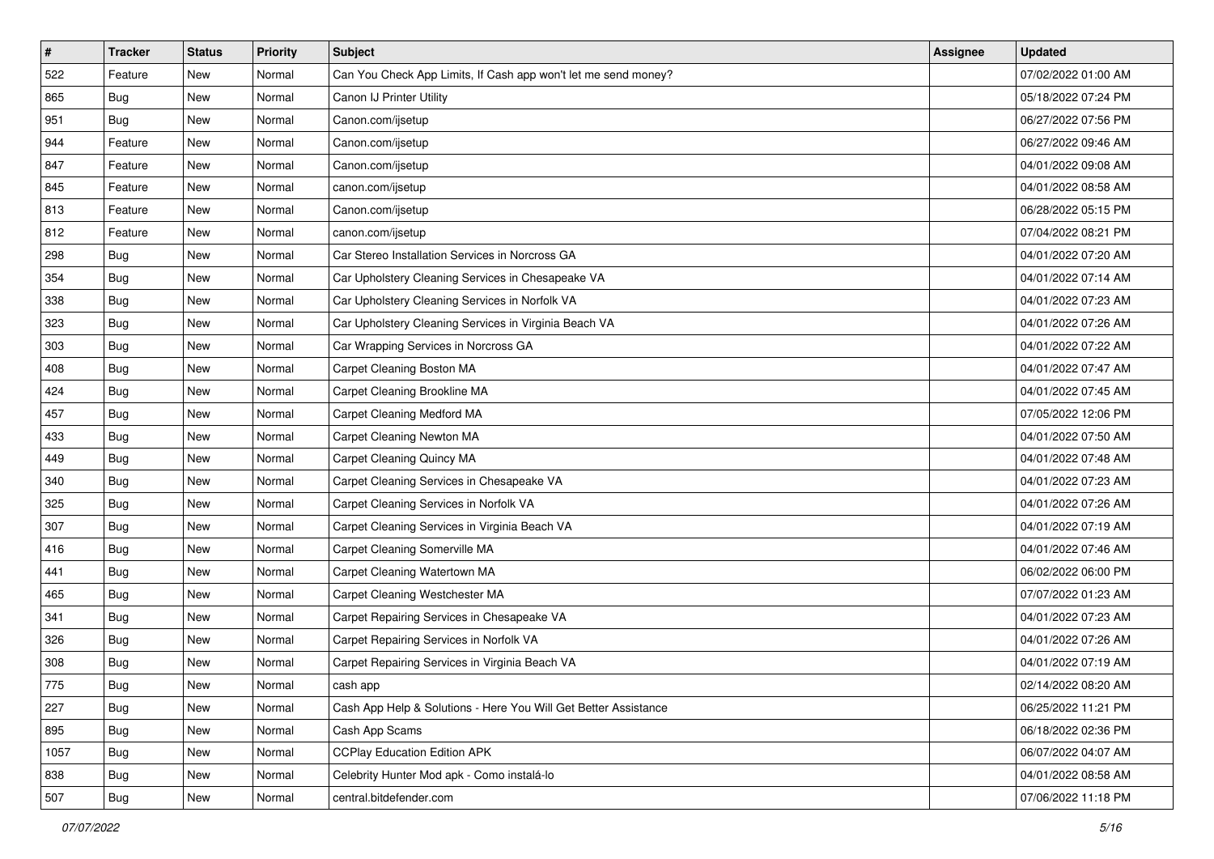| # | Tracker | Status | Priority | Subject | Assignee | Updated |
| --- | --- | --- | --- | --- | --- | --- |
| 522 | Feature | New | Normal | Can You Check App Limits, If Cash app won't let me send money? | | 07/02/2022 01:00 AM |
| 865 | Bug | New | Normal | Canon IJ Printer Utility | | 05/18/2022 07:24 PM |
| 951 | Bug | New | Normal | Canon.com/ijsetup | | 06/27/2022 07:56 PM |
| 944 | Feature | New | Normal | Canon.com/ijsetup | | 06/27/2022 09:46 AM |
| 847 | Feature | New | Normal | Canon.com/ijsetup | | 04/01/2022 09:08 AM |
| 845 | Feature | New | Normal | canon.com/ijsetup | | 04/01/2022 08:58 AM |
| 813 | Feature | New | Normal | Canon.com/ijsetup | | 06/28/2022 05:15 PM |
| 812 | Feature | New | Normal | canon.com/ijsetup | | 07/04/2022 08:21 PM |
| 298 | Bug | New | Normal | Car Stereo Installation Services in Norcross GA | | 04/01/2022 07:20 AM |
| 354 | Bug | New | Normal | Car Upholstery Cleaning Services in Chesapeake VA | | 04/01/2022 07:14 AM |
| 338 | Bug | New | Normal | Car Upholstery Cleaning Services in Norfolk VA | | 04/01/2022 07:23 AM |
| 323 | Bug | New | Normal | Car Upholstery Cleaning Services in Virginia Beach VA | | 04/01/2022 07:26 AM |
| 303 | Bug | New | Normal | Car Wrapping Services in Norcross GA | | 04/01/2022 07:22 AM |
| 408 | Bug | New | Normal | Carpet Cleaning Boston MA | | 04/01/2022 07:47 AM |
| 424 | Bug | New | Normal | Carpet Cleaning Brookline MA | | 04/01/2022 07:45 AM |
| 457 | Bug | New | Normal | Carpet Cleaning Medford MA | | 07/05/2022 12:06 PM |
| 433 | Bug | New | Normal | Carpet Cleaning Newton MA | | 04/01/2022 07:50 AM |
| 449 | Bug | New | Normal | Carpet Cleaning Quincy MA | | 04/01/2022 07:48 AM |
| 340 | Bug | New | Normal | Carpet Cleaning Services in Chesapeake VA | | 04/01/2022 07:23 AM |
| 325 | Bug | New | Normal | Carpet Cleaning Services in Norfolk VA | | 04/01/2022 07:26 AM |
| 307 | Bug | New | Normal | Carpet Cleaning Services in Virginia Beach VA | | 04/01/2022 07:19 AM |
| 416 | Bug | New | Normal | Carpet Cleaning Somerville MA | | 04/01/2022 07:46 AM |
| 441 | Bug | New | Normal | Carpet Cleaning Watertown MA | | 06/02/2022 06:00 PM |
| 465 | Bug | New | Normal | Carpet Cleaning Westchester MA | | 07/07/2022 01:23 AM |
| 341 | Bug | New | Normal | Carpet Repairing Services in Chesapeake VA | | 04/01/2022 07:23 AM |
| 326 | Bug | New | Normal | Carpet Repairing Services in Norfolk VA | | 04/01/2022 07:26 AM |
| 308 | Bug | New | Normal | Carpet Repairing Services in Virginia Beach VA | | 04/01/2022 07:19 AM |
| 775 | Bug | New | Normal | cash app | | 02/14/2022 08:20 AM |
| 227 | Bug | New | Normal | Cash App Help & Solutions - Here You Will Get Better Assistance | | 06/25/2022 11:21 PM |
| 895 | Bug | New | Normal | Cash App Scams | | 06/18/2022 02:36 PM |
| 1057 | Bug | New | Normal | CCPlay Education Edition APK | | 06/07/2022 04:07 AM |
| 838 | Bug | New | Normal | Celebrity Hunter Mod apk - Como instalá-lo | | 04/01/2022 08:58 AM |
| 507 | Bug | New | Normal | central.bitdefender.com | | 07/06/2022 11:18 PM |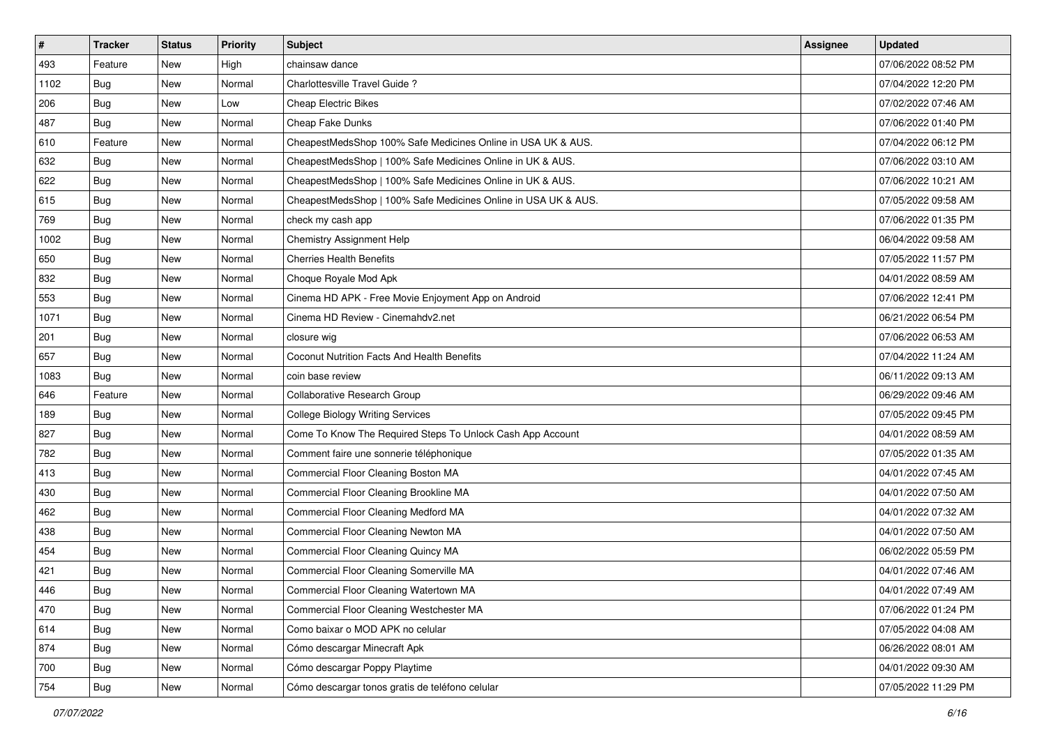| # | Tracker | Status | Priority | Subject | Assignee | Updated |
|---|---|---|---|---|---|---|
| 493 | Feature | New | High | chainsaw dance | | 07/06/2022 08:52 PM |
| 1102 | Bug | New | Normal | Charlottesville Travel Guide ? | | 07/04/2022 12:20 PM |
| 206 | Bug | New | Low | Cheap Electric Bikes | | 07/02/2022 07:46 AM |
| 487 | Bug | New | Normal | Cheap Fake Dunks | | 07/06/2022 01:40 PM |
| 610 | Feature | New | Normal | CheapestMedsShop 100% Safe Medicines Online in USA UK & AUS. | | 07/04/2022 06:12 PM |
| 632 | Bug | New | Normal | CheapestMedsShop \| 100% Safe Medicines Online in UK & AUS. | | 07/06/2022 03:10 AM |
| 622 | Bug | New | Normal | CheapestMedsShop \| 100% Safe Medicines Online in UK & AUS. | | 07/06/2022 10:21 AM |
| 615 | Bug | New | Normal | CheapestMedsShop \| 100% Safe Medicines Online in USA UK & AUS. | | 07/05/2022 09:58 AM |
| 769 | Bug | New | Normal | check my cash app | | 07/06/2022 01:35 PM |
| 1002 | Bug | New | Normal | Chemistry Assignment Help | | 06/04/2022 09:58 AM |
| 650 | Bug | New | Normal | Cherries Health Benefits | | 07/05/2022 11:57 PM |
| 832 | Bug | New | Normal | Choque Royale Mod Apk | | 04/01/2022 08:59 AM |
| 553 | Bug | New | Normal | Cinema HD APK - Free Movie Enjoyment App on Android | | 07/06/2022 12:41 PM |
| 1071 | Bug | New | Normal | Cinema HD Review - Cinemahdv2.net | | 06/21/2022 06:54 PM |
| 201 | Bug | New | Normal | closure wig | | 07/06/2022 06:53 AM |
| 657 | Bug | New | Normal | Coconut Nutrition Facts And Health Benefits | | 07/04/2022 11:24 AM |
| 1083 | Bug | New | Normal | coin base review | | 06/11/2022 09:13 AM |
| 646 | Feature | New | Normal | Collaborative Research Group | | 06/29/2022 09:46 AM |
| 189 | Bug | New | Normal | College Biology Writing Services | | 07/05/2022 09:45 PM |
| 827 | Bug | New | Normal | Come To Know The Required Steps To Unlock Cash App Account | | 04/01/2022 08:59 AM |
| 782 | Bug | New | Normal | Comment faire une sonnerie téléphonique | | 07/05/2022 01:35 AM |
| 413 | Bug | New | Normal | Commercial Floor Cleaning Boston MA | | 04/01/2022 07:45 AM |
| 430 | Bug | New | Normal | Commercial Floor Cleaning Brookline MA | | 04/01/2022 07:50 AM |
| 462 | Bug | New | Normal | Commercial Floor Cleaning Medford MA | | 04/01/2022 07:32 AM |
| 438 | Bug | New | Normal | Commercial Floor Cleaning Newton MA | | 04/01/2022 07:50 AM |
| 454 | Bug | New | Normal | Commercial Floor Cleaning Quincy MA | | 06/02/2022 05:59 PM |
| 421 | Bug | New | Normal | Commercial Floor Cleaning Somerville MA | | 04/01/2022 07:46 AM |
| 446 | Bug | New | Normal | Commercial Floor Cleaning Watertown MA | | 04/01/2022 07:49 AM |
| 470 | Bug | New | Normal | Commercial Floor Cleaning Westchester MA | | 07/06/2022 01:24 PM |
| 614 | Bug | New | Normal | Como baixar o MOD APK no celular | | 07/05/2022 04:08 AM |
| 874 | Bug | New | Normal | Cómo descargar Minecraft Apk | | 06/26/2022 08:01 AM |
| 700 | Bug | New | Normal | Cómo descargar Poppy Playtime | | 04/01/2022 09:30 AM |
| 754 | Bug | New | Normal | Cómo descargar tonos gratis de teléfono celular | | 07/05/2022 11:29 PM |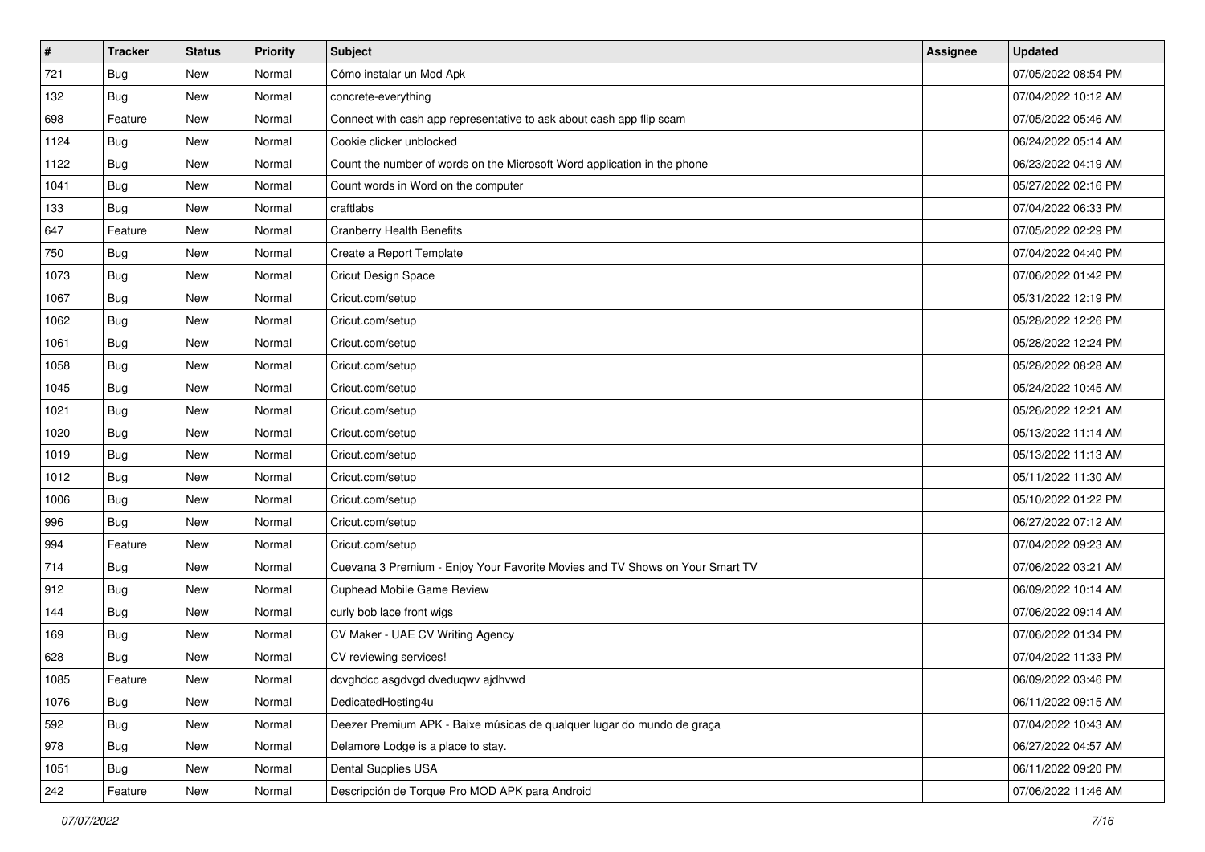| # | Tracker | Status | Priority | Subject | Assignee | Updated |
| --- | --- | --- | --- | --- | --- | --- |
| 721 | Bug | New | Normal | Cómo instalar un Mod Apk | | 07/05/2022 08:54 PM |
| 132 | Bug | New | Normal | concrete-everything | | 07/04/2022 10:12 AM |
| 698 | Feature | New | Normal | Connect with cash app representative to ask about cash app flip scam | | 07/05/2022 05:46 AM |
| 1124 | Bug | New | Normal | Cookie clicker unblocked | | 06/24/2022 05:14 AM |
| 1122 | Bug | New | Normal | Count the number of words on the Microsoft Word application in the phone | | 06/23/2022 04:19 AM |
| 1041 | Bug | New | Normal | Count words in Word on the computer | | 05/27/2022 02:16 PM |
| 133 | Bug | New | Normal | craftlabs | | 07/04/2022 06:33 PM |
| 647 | Feature | New | Normal | Cranberry Health Benefits | | 07/05/2022 02:29 PM |
| 750 | Bug | New | Normal | Create a Report Template | | 07/04/2022 04:40 PM |
| 1073 | Bug | New | Normal | Cricut Design Space | | 07/06/2022 01:42 PM |
| 1067 | Bug | New | Normal | Cricut.com/setup | | 05/31/2022 12:19 PM |
| 1062 | Bug | New | Normal | Cricut.com/setup | | 05/28/2022 12:26 PM |
| 1061 | Bug | New | Normal | Cricut.com/setup | | 05/28/2022 12:24 PM |
| 1058 | Bug | New | Normal | Cricut.com/setup | | 05/28/2022 08:28 AM |
| 1045 | Bug | New | Normal | Cricut.com/setup | | 05/24/2022 10:45 AM |
| 1021 | Bug | New | Normal | Cricut.com/setup | | 05/26/2022 12:21 AM |
| 1020 | Bug | New | Normal | Cricut.com/setup | | 05/13/2022 11:14 AM |
| 1019 | Bug | New | Normal | Cricut.com/setup | | 05/13/2022 11:13 AM |
| 1012 | Bug | New | Normal | Cricut.com/setup | | 05/11/2022 11:30 AM |
| 1006 | Bug | New | Normal | Cricut.com/setup | | 05/10/2022 01:22 PM |
| 996 | Bug | New | Normal | Cricut.com/setup | | 06/27/2022 07:12 AM |
| 994 | Feature | New | Normal | Cricut.com/setup | | 07/04/2022 09:23 AM |
| 714 | Bug | New | Normal | Cuevana 3 Premium - Enjoy Your Favorite Movies and TV Shows on Your Smart TV | | 07/06/2022 03:21 AM |
| 912 | Bug | New | Normal | Cuphead Mobile Game Review | | 06/09/2022 10:14 AM |
| 144 | Bug | New | Normal | curly bob lace front wigs | | 07/06/2022 09:14 AM |
| 169 | Bug | New | Normal | CV Maker - UAE CV Writing Agency | | 07/06/2022 01:34 PM |
| 628 | Bug | New | Normal | CV reviewing services! | | 07/04/2022 11:33 PM |
| 1085 | Feature | New | Normal | dcvghdcc asgdvgd dveduqwv ajdhvwd | | 06/09/2022 03:46 PM |
| 1076 | Bug | New | Normal | DedicatedHosting4u | | 06/11/2022 09:15 AM |
| 592 | Bug | New | Normal | Deezer Premium APK - Baixe músicas de qualquer lugar do mundo de graça | | 07/04/2022 10:43 AM |
| 978 | Bug | New | Normal | Delamore Lodge is a place to stay. | | 06/27/2022 04:57 AM |
| 1051 | Bug | New | Normal | Dental Supplies USA | | 06/11/2022 09:20 PM |
| 242 | Feature | New | Normal | Descripción de Torque Pro MOD APK para Android | | 07/06/2022 11:46 AM |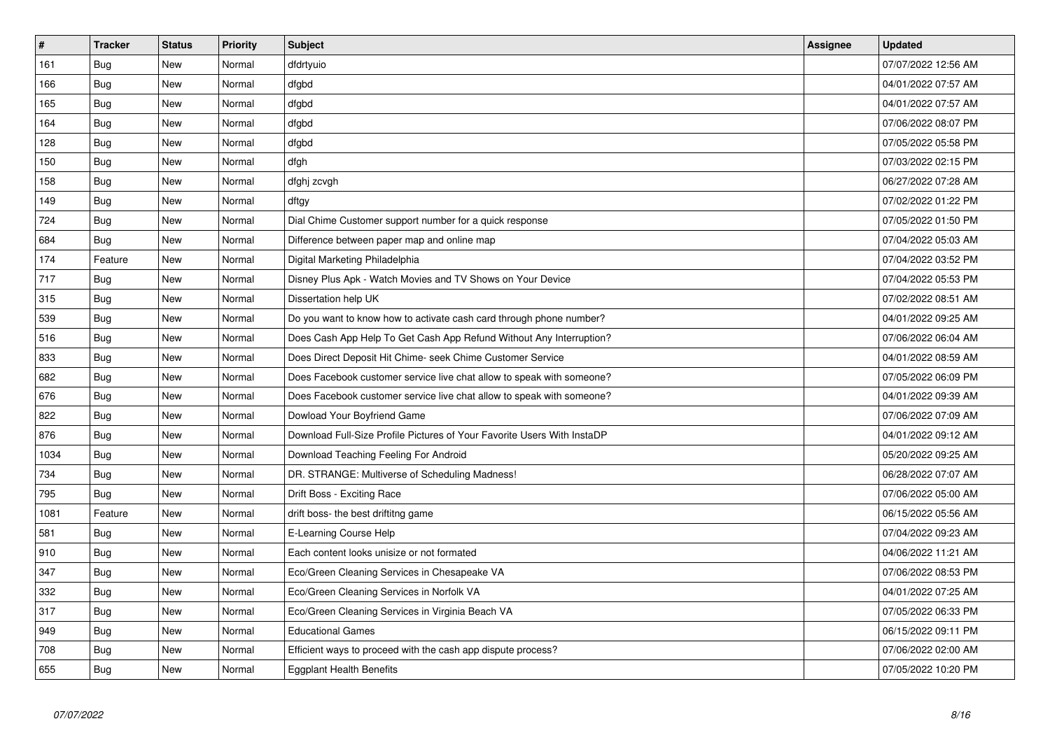| # | Tracker | Status | Priority | Subject | Assignee | Updated |
|---|---|---|---|---|---|---|
| 161 | Bug | New | Normal | dfdrtyuio | | 07/07/2022 12:56 AM |
| 166 | Bug | New | Normal | dfgbd | | 04/01/2022 07:57 AM |
| 165 | Bug | New | Normal | dfgbd | | 04/01/2022 07:57 AM |
| 164 | Bug | New | Normal | dfgbd | | 07/06/2022 08:07 PM |
| 128 | Bug | New | Normal | dfgbd | | 07/05/2022 05:58 PM |
| 150 | Bug | New | Normal | dfgh | | 07/03/2022 02:15 PM |
| 158 | Bug | New | Normal | dfghj zcvgh | | 06/27/2022 07:28 AM |
| 149 | Bug | New | Normal | dftgy | | 07/02/2022 01:22 PM |
| 724 | Bug | New | Normal | Dial Chime Customer support number for a quick response | | 07/05/2022 01:50 PM |
| 684 | Bug | New | Normal | Difference between paper map and online map | | 07/04/2022 05:03 AM |
| 174 | Feature | New | Normal | Digital Marketing Philadelphia | | 07/04/2022 03:52 PM |
| 717 | Bug | New | Normal | Disney Plus Apk - Watch Movies and TV Shows on Your Device | | 07/04/2022 05:53 PM |
| 315 | Bug | New | Normal | Dissertation help UK | | 07/02/2022 08:51 AM |
| 539 | Bug | New | Normal | Do you want to know how to activate cash card through phone number? | | 04/01/2022 09:25 AM |
| 516 | Bug | New | Normal | Does Cash App Help To Get Cash App Refund Without Any Interruption? | | 07/06/2022 06:04 AM |
| 833 | Bug | New | Normal | Does Direct Deposit Hit Chime- seek Chime Customer Service | | 04/01/2022 08:59 AM |
| 682 | Bug | New | Normal | Does Facebook customer service live chat allow to speak with someone? | | 07/05/2022 06:09 PM |
| 676 | Bug | New | Normal | Does Facebook customer service live chat allow to speak with someone? | | 04/01/2022 09:39 AM |
| 822 | Bug | New | Normal | Dowload Your Boyfriend Game | | 07/06/2022 07:09 AM |
| 876 | Bug | New | Normal | Download Full-Size Profile Pictures of Your Favorite Users With InstaDP | | 04/01/2022 09:12 AM |
| 1034 | Bug | New | Normal | Download Teaching Feeling For Android | | 05/20/2022 09:25 AM |
| 734 | Bug | New | Normal | DR. STRANGE: Multiverse of Scheduling Madness! | | 06/28/2022 07:07 AM |
| 795 | Bug | New | Normal | Drift Boss - Exciting Race | | 07/06/2022 05:00 AM |
| 1081 | Feature | New | Normal | drift boss- the best driftitng game | | 06/15/2022 05:56 AM |
| 581 | Bug | New | Normal | E-Learning Course Help | | 07/04/2022 09:23 AM |
| 910 | Bug | New | Normal | Each content looks unisize or not formated | | 04/06/2022 11:21 AM |
| 347 | Bug | New | Normal | Eco/Green Cleaning Services in Chesapeake VA | | 07/06/2022 08:53 PM |
| 332 | Bug | New | Normal | Eco/Green Cleaning Services in Norfolk VA | | 04/01/2022 07:25 AM |
| 317 | Bug | New | Normal | Eco/Green Cleaning Services in Virginia Beach VA | | 07/05/2022 06:33 PM |
| 949 | Bug | New | Normal | Educational Games | | 06/15/2022 09:11 PM |
| 708 | Bug | New | Normal | Efficient ways to proceed with the cash app dispute process? | | 07/06/2022 02:00 AM |
| 655 | Bug | New | Normal | Eggplant Health Benefits | | 07/05/2022 10:20 PM |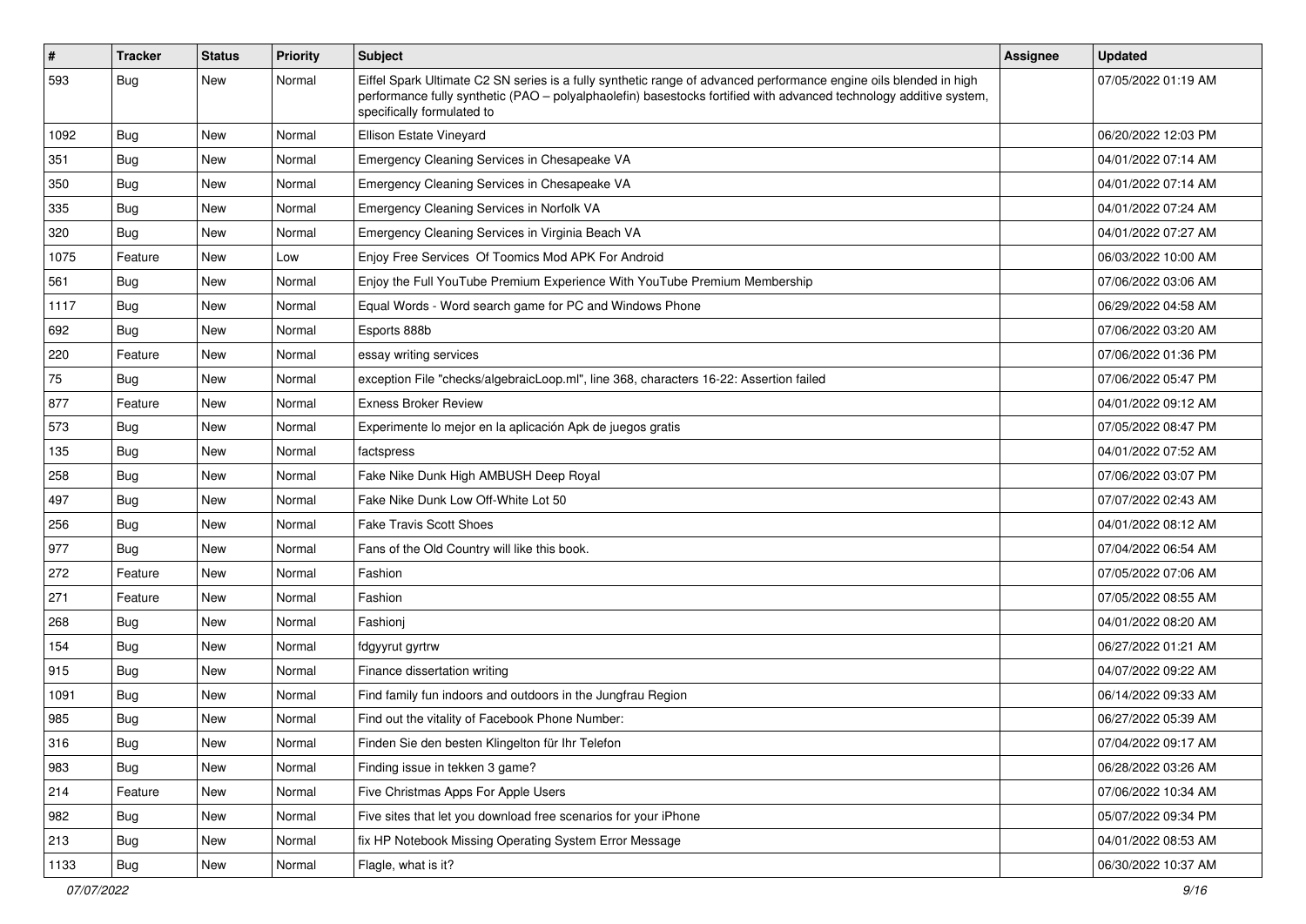| # | Tracker | Status | Priority | Subject | Assignee | Updated |
|---|---|---|---|---|---|---|
| 593 | Bug | New | Normal | Eiffel Spark Ultimate C2 SN series is a fully synthetic range of advanced performance engine oils blended in high performance fully synthetic (PAO – polyalphaolefin) basestocks fortified with advanced technology additive system, specifically formulated to | | 07/05/2022 01:19 AM |
| 1092 | Bug | New | Normal | Ellison Estate Vineyard | | 06/20/2022 12:03 PM |
| 351 | Bug | New | Normal | Emergency Cleaning Services in Chesapeake VA | | 04/01/2022 07:14 AM |
| 350 | Bug | New | Normal | Emergency Cleaning Services in Chesapeake VA | | 04/01/2022 07:14 AM |
| 335 | Bug | New | Normal | Emergency Cleaning Services in Norfolk VA | | 04/01/2022 07:24 AM |
| 320 | Bug | New | Normal | Emergency Cleaning Services in Virginia Beach VA | | 04/01/2022 07:27 AM |
| 1075 | Feature | New | Low | Enjoy Free Services Of Toomics Mod APK For Android | | 06/03/2022 10:00 AM |
| 561 | Bug | New | Normal | Enjoy the Full YouTube Premium Experience With YouTube Premium Membership | | 07/06/2022 03:06 AM |
| 1117 | Bug | New | Normal | Equal Words - Word search game for PC and Windows Phone | | 06/29/2022 04:58 AM |
| 692 | Bug | New | Normal | Esports 888b | | 07/06/2022 03:20 AM |
| 220 | Feature | New | Normal | essay writing services | | 07/06/2022 01:36 PM |
| 75 | Bug | New | Normal | exception File "checks/algebraicLoop.ml", line 368, characters 16-22: Assertion failed | | 07/06/2022 05:47 PM |
| 877 | Feature | New | Normal | Exness Broker Review | | 04/01/2022 09:12 AM |
| 573 | Bug | New | Normal | Experimente lo mejor en la aplicación Apk de juegos gratis | | 07/05/2022 08:47 PM |
| 135 | Bug | New | Normal | factspress | | 04/01/2022 07:52 AM |
| 258 | Bug | New | Normal | Fake Nike Dunk High AMBUSH Deep Royal | | 07/06/2022 03:07 PM |
| 497 | Bug | New | Normal | Fake Nike Dunk Low Off-White Lot 50 | | 07/07/2022 02:43 AM |
| 256 | Bug | New | Normal | Fake Travis Scott Shoes | | 04/01/2022 08:12 AM |
| 977 | Bug | New | Normal | Fans of the Old Country will like this book. | | 07/04/2022 06:54 AM |
| 272 | Feature | New | Normal | Fashion | | 07/05/2022 07:06 AM |
| 271 | Feature | New | Normal | Fashion | | 07/05/2022 08:55 AM |
| 268 | Bug | New | Normal | Fashionj | | 04/01/2022 08:20 AM |
| 154 | Bug | New | Normal | fdgyyrut gyrtrw | | 06/27/2022 01:21 AM |
| 915 | Bug | New | Normal | Finance dissertation writing | | 04/07/2022 09:22 AM |
| 1091 | Bug | New | Normal | Find family fun indoors and outdoors in the Jungfrau Region | | 06/14/2022 09:33 AM |
| 985 | Bug | New | Normal | Find out the vitality of Facebook Phone Number: | | 06/27/2022 05:39 AM |
| 316 | Bug | New | Normal | Finden Sie den besten Klingelton für Ihr Telefon | | 07/04/2022 09:17 AM |
| 983 | Bug | New | Normal | Finding issue in tekken 3 game? | | 06/28/2022 03:26 AM |
| 214 | Feature | New | Normal | Five Christmas Apps For Apple Users | | 07/06/2022 10:34 AM |
| 982 | Bug | New | Normal | Five sites that let you download free scenarios for your iPhone | | 05/07/2022 09:34 PM |
| 213 | Bug | New | Normal | fix HP Notebook Missing Operating System Error Message | | 04/01/2022 08:53 AM |
| 1133 | Bug | New | Normal | Flagle, what is it? | | 06/30/2022 10:37 AM |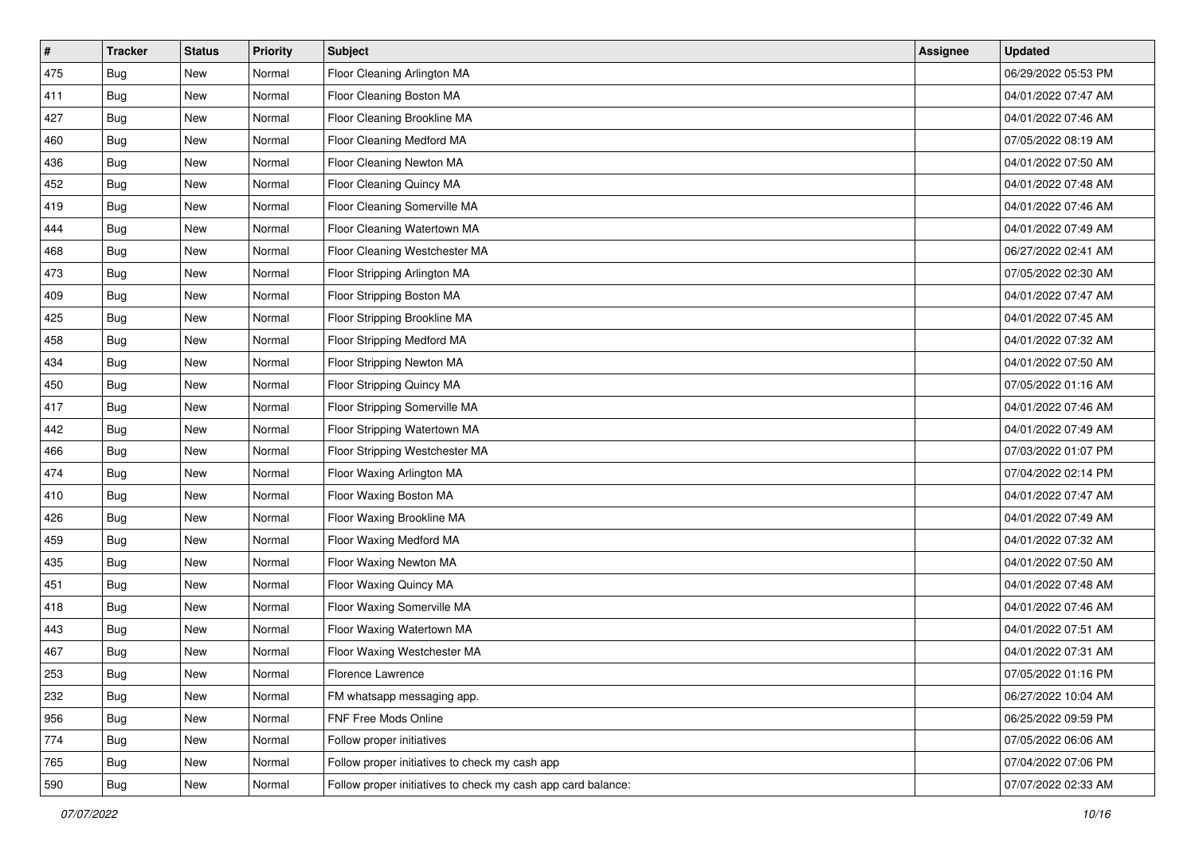| # | Tracker | Status | Priority | Subject | Assignee | Updated |
|---|---|---|---|---|---|---|
| 475 | Bug | New | Normal | Floor Cleaning Arlington MA | | 06/29/2022 05:53 PM |
| 411 | Bug | New | Normal | Floor Cleaning Boston MA | | 04/01/2022 07:47 AM |
| 427 | Bug | New | Normal | Floor Cleaning Brookline MA | | 04/01/2022 07:46 AM |
| 460 | Bug | New | Normal | Floor Cleaning Medford MA | | 07/05/2022 08:19 AM |
| 436 | Bug | New | Normal | Floor Cleaning Newton MA | | 04/01/2022 07:50 AM |
| 452 | Bug | New | Normal | Floor Cleaning Quincy MA | | 04/01/2022 07:48 AM |
| 419 | Bug | New | Normal | Floor Cleaning Somerville MA | | 04/01/2022 07:46 AM |
| 444 | Bug | New | Normal | Floor Cleaning Watertown MA | | 04/01/2022 07:49 AM |
| 468 | Bug | New | Normal | Floor Cleaning Westchester MA | | 06/27/2022 02:41 AM |
| 473 | Bug | New | Normal | Floor Stripping Arlington MA | | 07/05/2022 02:30 AM |
| 409 | Bug | New | Normal | Floor Stripping Boston MA | | 04/01/2022 07:47 AM |
| 425 | Bug | New | Normal | Floor Stripping Brookline MA | | 04/01/2022 07:45 AM |
| 458 | Bug | New | Normal | Floor Stripping Medford MA | | 04/01/2022 07:32 AM |
| 434 | Bug | New | Normal | Floor Stripping Newton MA | | 04/01/2022 07:50 AM |
| 450 | Bug | New | Normal | Floor Stripping Quincy MA | | 07/05/2022 01:16 AM |
| 417 | Bug | New | Normal | Floor Stripping Somerville MA | | 04/01/2022 07:46 AM |
| 442 | Bug | New | Normal | Floor Stripping Watertown MA | | 04/01/2022 07:49 AM |
| 466 | Bug | New | Normal | Floor Stripping Westchester MA | | 07/03/2022 01:07 PM |
| 474 | Bug | New | Normal | Floor Waxing Arlington MA | | 07/04/2022 02:14 PM |
| 410 | Bug | New | Normal | Floor Waxing Boston MA | | 04/01/2022 07:47 AM |
| 426 | Bug | New | Normal | Floor Waxing Brookline MA | | 04/01/2022 07:49 AM |
| 459 | Bug | New | Normal | Floor Waxing Medford MA | | 04/01/2022 07:32 AM |
| 435 | Bug | New | Normal | Floor Waxing Newton MA | | 04/01/2022 07:50 AM |
| 451 | Bug | New | Normal | Floor Waxing Quincy MA | | 04/01/2022 07:48 AM |
| 418 | Bug | New | Normal | Floor Waxing Somerville MA | | 04/01/2022 07:46 AM |
| 443 | Bug | New | Normal | Floor Waxing Watertown MA | | 04/01/2022 07:51 AM |
| 467 | Bug | New | Normal | Floor Waxing Westchester MA | | 04/01/2022 07:31 AM |
| 253 | Bug | New | Normal | Florence Lawrence | | 07/05/2022 01:16 PM |
| 232 | Bug | New | Normal | FM whatsapp messaging app. | | 06/27/2022 10:04 AM |
| 956 | Bug | New | Normal | FNF Free Mods Online | | 06/25/2022 09:59 PM |
| 774 | Bug | New | Normal | Follow proper initiatives | | 07/05/2022 06:06 AM |
| 765 | Bug | New | Normal | Follow proper initiatives to check my cash app | | 07/04/2022 07:06 PM |
| 590 | Bug | New | Normal | Follow proper initiatives to check my cash app card balance: | | 07/07/2022 02:33 AM |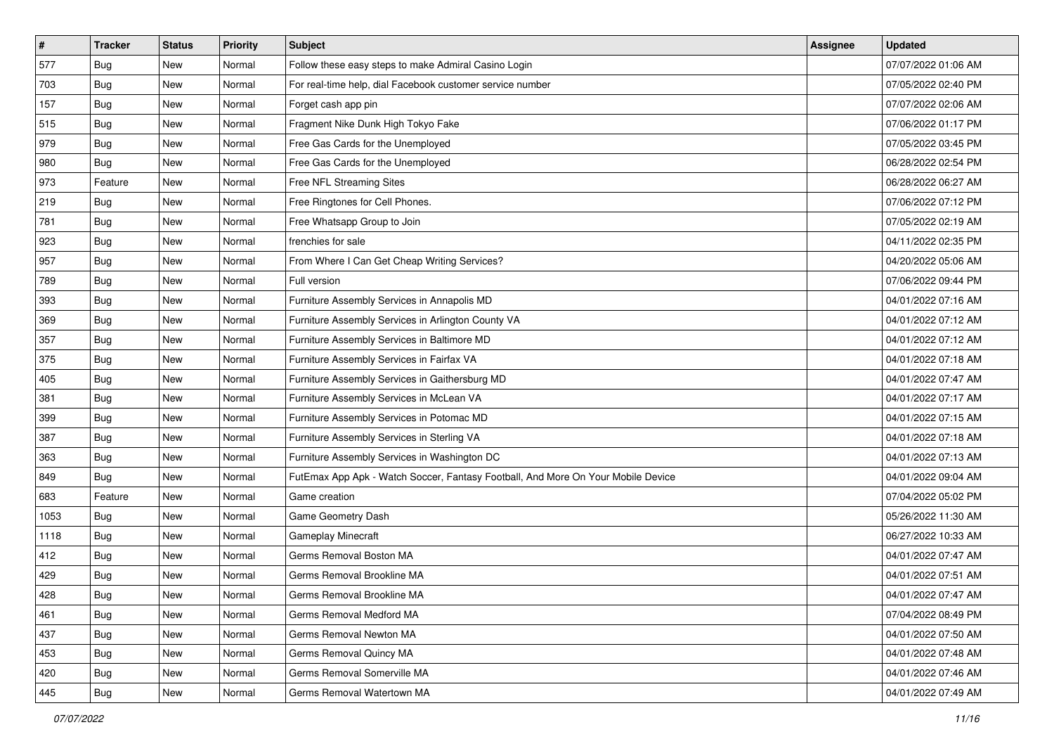| # | Tracker | Status | Priority | Subject | Assignee | Updated |
| --- | --- | --- | --- | --- | --- | --- |
| 577 | Bug | New | Normal | Follow these easy steps to make Admiral Casino Login | | 07/07/2022 01:06 AM |
| 703 | Bug | New | Normal | For real-time help, dial Facebook customer service number | | 07/05/2022 02:40 PM |
| 157 | Bug | New | Normal | Forget cash app pin | | 07/07/2022 02:06 AM |
| 515 | Bug | New | Normal | Fragment Nike Dunk High Tokyo Fake | | 07/06/2022 01:17 PM |
| 979 | Bug | New | Normal | Free Gas Cards for the Unemployed | | 07/05/2022 03:45 PM |
| 980 | Bug | New | Normal | Free Gas Cards for the Unemployed | | 06/28/2022 02:54 PM |
| 973 | Feature | New | Normal | Free NFL Streaming Sites | | 06/28/2022 06:27 AM |
| 219 | Bug | New | Normal | Free Ringtones for Cell Phones. | | 07/06/2022 07:12 PM |
| 781 | Bug | New | Normal | Free Whatsapp Group to Join | | 07/05/2022 02:19 AM |
| 923 | Bug | New | Normal | frenchies for sale | | 04/11/2022 02:35 PM |
| 957 | Bug | New | Normal | From Where I Can Get Cheap Writing Services? | | 04/20/2022 05:06 AM |
| 789 | Bug | New | Normal | Full version | | 07/06/2022 09:44 PM |
| 393 | Bug | New | Normal | Furniture Assembly Services in Annapolis MD | | 04/01/2022 07:16 AM |
| 369 | Bug | New | Normal | Furniture Assembly Services in Arlington County VA | | 04/01/2022 07:12 AM |
| 357 | Bug | New | Normal | Furniture Assembly Services in Baltimore MD | | 04/01/2022 07:12 AM |
| 375 | Bug | New | Normal | Furniture Assembly Services in Fairfax VA | | 04/01/2022 07:18 AM |
| 405 | Bug | New | Normal | Furniture Assembly Services in Gaithersburg MD | | 04/01/2022 07:47 AM |
| 381 | Bug | New | Normal | Furniture Assembly Services in McLean VA | | 04/01/2022 07:17 AM |
| 399 | Bug | New | Normal | Furniture Assembly Services in Potomac MD | | 04/01/2022 07:15 AM |
| 387 | Bug | New | Normal | Furniture Assembly Services in Sterling VA | | 04/01/2022 07:18 AM |
| 363 | Bug | New | Normal | Furniture Assembly Services in Washington DC | | 04/01/2022 07:13 AM |
| 849 | Bug | New | Normal | FutEmax App Apk - Watch Soccer, Fantasy Football, And More On Your Mobile Device | | 04/01/2022 09:04 AM |
| 683 | Feature | New | Normal | Game creation | | 07/04/2022 05:02 PM |
| 1053 | Bug | New | Normal | Game Geometry Dash | | 05/26/2022 11:30 AM |
| 1118 | Bug | New | Normal | Gameplay Minecraft | | 06/27/2022 10:33 AM |
| 412 | Bug | New | Normal | Germs Removal Boston MA | | 04/01/2022 07:47 AM |
| 429 | Bug | New | Normal | Germs Removal Brookline MA | | 04/01/2022 07:51 AM |
| 428 | Bug | New | Normal | Germs Removal Brookline MA | | 04/01/2022 07:47 AM |
| 461 | Bug | New | Normal | Germs Removal Medford MA | | 07/04/2022 08:49 PM |
| 437 | Bug | New | Normal | Germs Removal Newton MA | | 04/01/2022 07:50 AM |
| 453 | Bug | New | Normal | Germs Removal Quincy MA | | 04/01/2022 07:48 AM |
| 420 | Bug | New | Normal | Germs Removal Somerville MA | | 04/01/2022 07:46 AM |
| 445 | Bug | New | Normal | Germs Removal Watertown MA | | 04/01/2022 07:49 AM |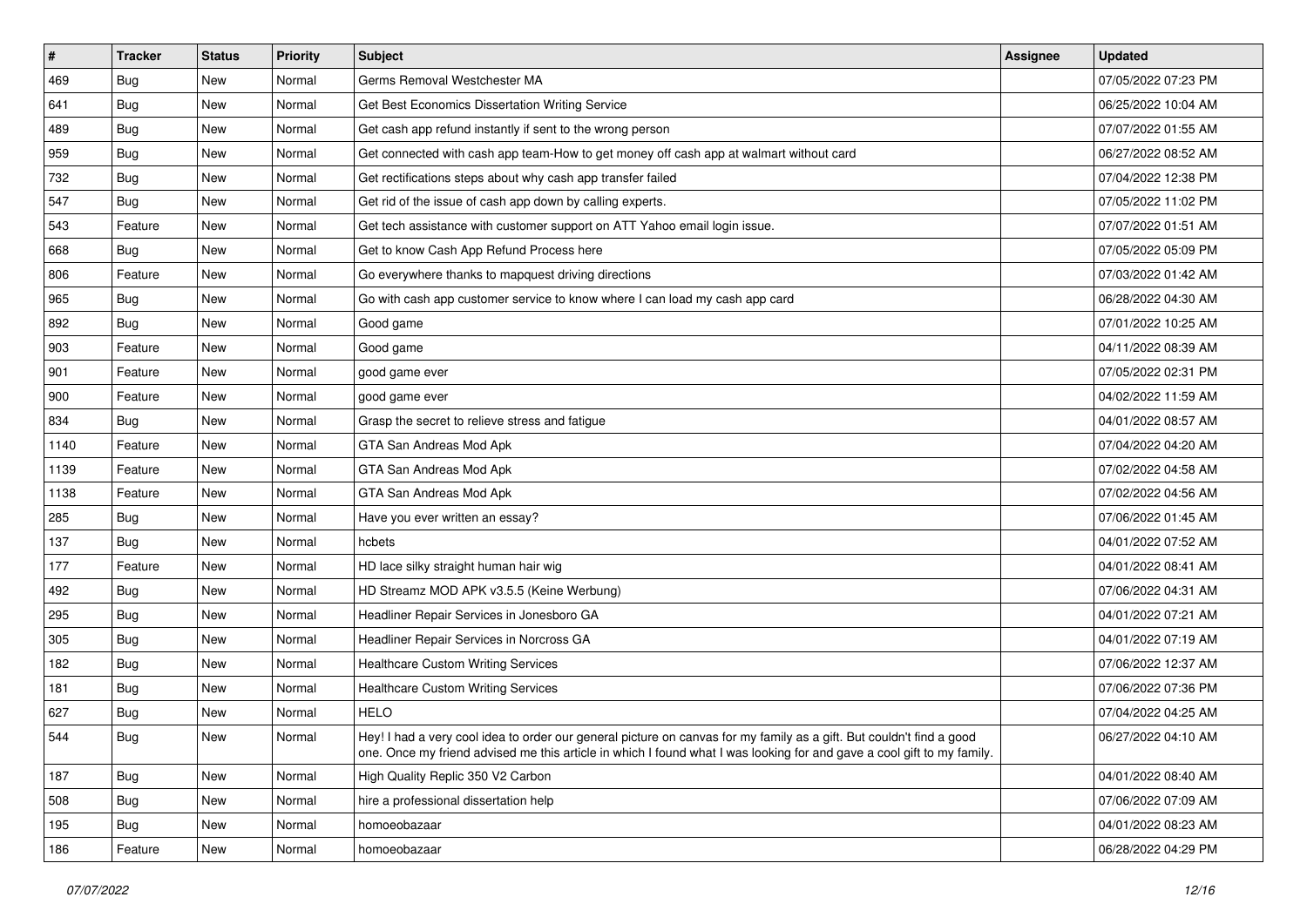| # | Tracker | Status | Priority | Subject | Assignee | Updated |
|---|---|---|---|---|---|---|
| 469 | Bug | New | Normal | Germs Removal Westchester MA | | 07/05/2022 07:23 PM |
| 641 | Bug | New | Normal | Get Best Economics Dissertation Writing Service | | 06/25/2022 10:04 AM |
| 489 | Bug | New | Normal | Get cash app refund instantly if sent to the wrong person | | 07/07/2022 01:55 AM |
| 959 | Bug | New | Normal | Get connected with cash app team-How to get money off cash app at walmart without card | | 06/27/2022 08:52 AM |
| 732 | Bug | New | Normal | Get rectifications steps about why cash app transfer failed | | 07/04/2022 12:38 PM |
| 547 | Bug | New | Normal | Get rid of the issue of cash app down by calling experts. | | 07/05/2022 11:02 PM |
| 543 | Feature | New | Normal | Get tech assistance with customer support on ATT Yahoo email login issue. | | 07/07/2022 01:51 AM |
| 668 | Bug | New | Normal | Get to know Cash App Refund Process here | | 07/05/2022 05:09 PM |
| 806 | Feature | New | Normal | Go everywhere thanks to mapquest driving directions | | 07/03/2022 01:42 AM |
| 965 | Bug | New | Normal | Go with cash app customer service to know where I can load my cash app card | | 06/28/2022 04:30 AM |
| 892 | Bug | New | Normal | Good game | | 07/01/2022 10:25 AM |
| 903 | Feature | New | Normal | Good game | | 04/11/2022 08:39 AM |
| 901 | Feature | New | Normal | good game ever | | 07/05/2022 02:31 PM |
| 900 | Feature | New | Normal | good game ever | | 04/02/2022 11:59 AM |
| 834 | Bug | New | Normal | Grasp the secret to relieve stress and fatigue | | 04/01/2022 08:57 AM |
| 1140 | Feature | New | Normal | GTA San Andreas Mod Apk | | 07/04/2022 04:20 AM |
| 1139 | Feature | New | Normal | GTA San Andreas Mod Apk | | 07/02/2022 04:58 AM |
| 1138 | Feature | New | Normal | GTA San Andreas Mod Apk | | 07/02/2022 04:56 AM |
| 285 | Bug | New | Normal | Have you ever written an essay? | | 07/06/2022 01:45 AM |
| 137 | Bug | New | Normal | hcbets | | 04/01/2022 07:52 AM |
| 177 | Feature | New | Normal | HD lace silky straight human hair wig | | 04/01/2022 08:41 AM |
| 492 | Bug | New | Normal | HD Streamz MOD APK v3.5.5 (Keine Werbung) | | 07/06/2022 04:31 AM |
| 295 | Bug | New | Normal | Headliner Repair Services in Jonesboro GA | | 04/01/2022 07:21 AM |
| 305 | Bug | New | Normal | Headliner Repair Services in Norcross GA | | 04/01/2022 07:19 AM |
| 182 | Bug | New | Normal | Healthcare Custom Writing Services | | 07/06/2022 12:37 AM |
| 181 | Bug | New | Normal | Healthcare Custom Writing Services | | 07/06/2022 07:36 PM |
| 627 | Bug | New | Normal | HELO | | 07/04/2022 04:25 AM |
| 544 | Bug | New | Normal | Hey! I had a very cool idea to order our general picture on canvas for my family as a gift. But couldn't find a good one. Once my friend advised me this article in which I found what I was looking for and gave a cool gift to my family. | | 06/27/2022 04:10 AM |
| 187 | Bug | New | Normal | High Quality Replic 350 V2 Carbon | | 04/01/2022 08:40 AM |
| 508 | Bug | New | Normal | hire a professional dissertation help | | 07/06/2022 07:09 AM |
| 195 | Bug | New | Normal | homoeobazaar | | 04/01/2022 08:23 AM |
| 186 | Feature | New | Normal | homoeobazaar | | 06/28/2022 04:29 PM |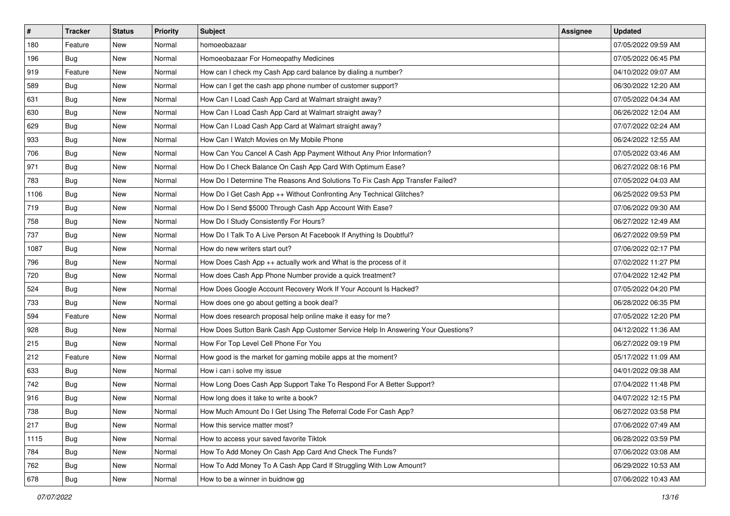| # | Tracker | Status | Priority | Subject | Assignee | Updated |
|---|---|---|---|---|---|---|
| 180 | Feature | New | Normal | homoeobazaar | | 07/05/2022 09:59 AM |
| 196 | Bug | New | Normal | Homoeobazaar For Homeopathy Medicines | | 07/05/2022 06:45 PM |
| 919 | Feature | New | Normal | How can I check my Cash App card balance by dialing a number? | | 04/10/2022 09:07 AM |
| 589 | Bug | New | Normal | How can I get the cash app phone number of customer support? | | 06/30/2022 12:20 AM |
| 631 | Bug | New | Normal | How Can I Load Cash App Card at Walmart straight away? | | 07/05/2022 04:34 AM |
| 630 | Bug | New | Normal | How Can I Load Cash App Card at Walmart straight away? | | 06/26/2022 12:04 AM |
| 629 | Bug | New | Normal | How Can I Load Cash App Card at Walmart straight away? | | 07/07/2022 02:24 AM |
| 933 | Bug | New | Normal | How Can I Watch Movies on My Mobile Phone | | 06/24/2022 12:55 AM |
| 706 | Bug | New | Normal | How Can You Cancel A Cash App Payment Without Any Prior Information? | | 07/05/2022 03:46 AM |
| 971 | Bug | New | Normal | How Do I Check Balance On Cash App Card With Optimum Ease? | | 06/27/2022 08:16 PM |
| 783 | Bug | New | Normal | How Do I Determine The Reasons And Solutions To Fix Cash App Transfer Failed? | | 07/05/2022 04:03 AM |
| 1106 | Bug | New | Normal | How Do I Get Cash App ++ Without Confronting Any Technical Glitches? | | 06/25/2022 09:53 PM |
| 719 | Bug | New | Normal | How Do I Send $5000 Through Cash App Account With Ease? | | 07/06/2022 09:30 AM |
| 758 | Bug | New | Normal | How Do I Study Consistently For Hours? | | 06/27/2022 12:49 AM |
| 737 | Bug | New | Normal | How Do I Talk To A Live Person At Facebook If Anything Is Doubtful? | | 06/27/2022 09:59 PM |
| 1087 | Bug | New | Normal | How do new writers start out? | | 07/06/2022 02:17 PM |
| 796 | Bug | New | Normal | How Does Cash App ++ actually work and What is the process of it | | 07/02/2022 11:27 PM |
| 720 | Bug | New | Normal | How does Cash App Phone Number provide a quick treatment? | | 07/04/2022 12:42 PM |
| 524 | Bug | New | Normal | How Does Google Account Recovery Work If Your Account Is Hacked? | | 07/05/2022 04:20 PM |
| 733 | Bug | New | Normal | How does one go about getting a book deal? | | 06/28/2022 06:35 PM |
| 594 | Feature | New | Normal | How does research proposal help online make it easy for me? | | 07/05/2022 12:20 PM |
| 928 | Bug | New | Normal | How Does Sutton Bank Cash App Customer Service Help In Answering Your Questions? | | 04/12/2022 11:36 AM |
| 215 | Bug | New | Normal | How For Top Level Cell Phone For You | | 06/27/2022 09:19 PM |
| 212 | Feature | New | Normal | How good is the market for gaming mobile apps at the moment? | | 05/17/2022 11:09 AM |
| 633 | Bug | New | Normal | How i can i solve my issue | | 04/01/2022 09:38 AM |
| 742 | Bug | New | Normal | How Long Does Cash App Support Take To Respond For A Better Support? | | 07/04/2022 11:48 PM |
| 916 | Bug | New | Normal | How long does it take to write a book? | | 04/07/2022 12:15 PM |
| 738 | Bug | New | Normal | How Much Amount Do I Get Using The Referral Code For Cash App? | | 06/27/2022 03:58 PM |
| 217 | Bug | New | Normal | How this service matter most? | | 07/06/2022 07:49 AM |
| 1115 | Bug | New | Normal | How to access your saved favorite Tiktok | | 06/28/2022 03:59 PM |
| 784 | Bug | New | Normal | How To Add Money On Cash App Card And Check The Funds? | | 07/06/2022 03:08 AM |
| 762 | Bug | New | Normal | How To Add Money To A Cash App Card If Struggling With Low Amount? | | 06/29/2022 10:53 AM |
| 678 | Bug | New | Normal | How to be a winner in buidnow gg | | 07/06/2022 10:43 AM |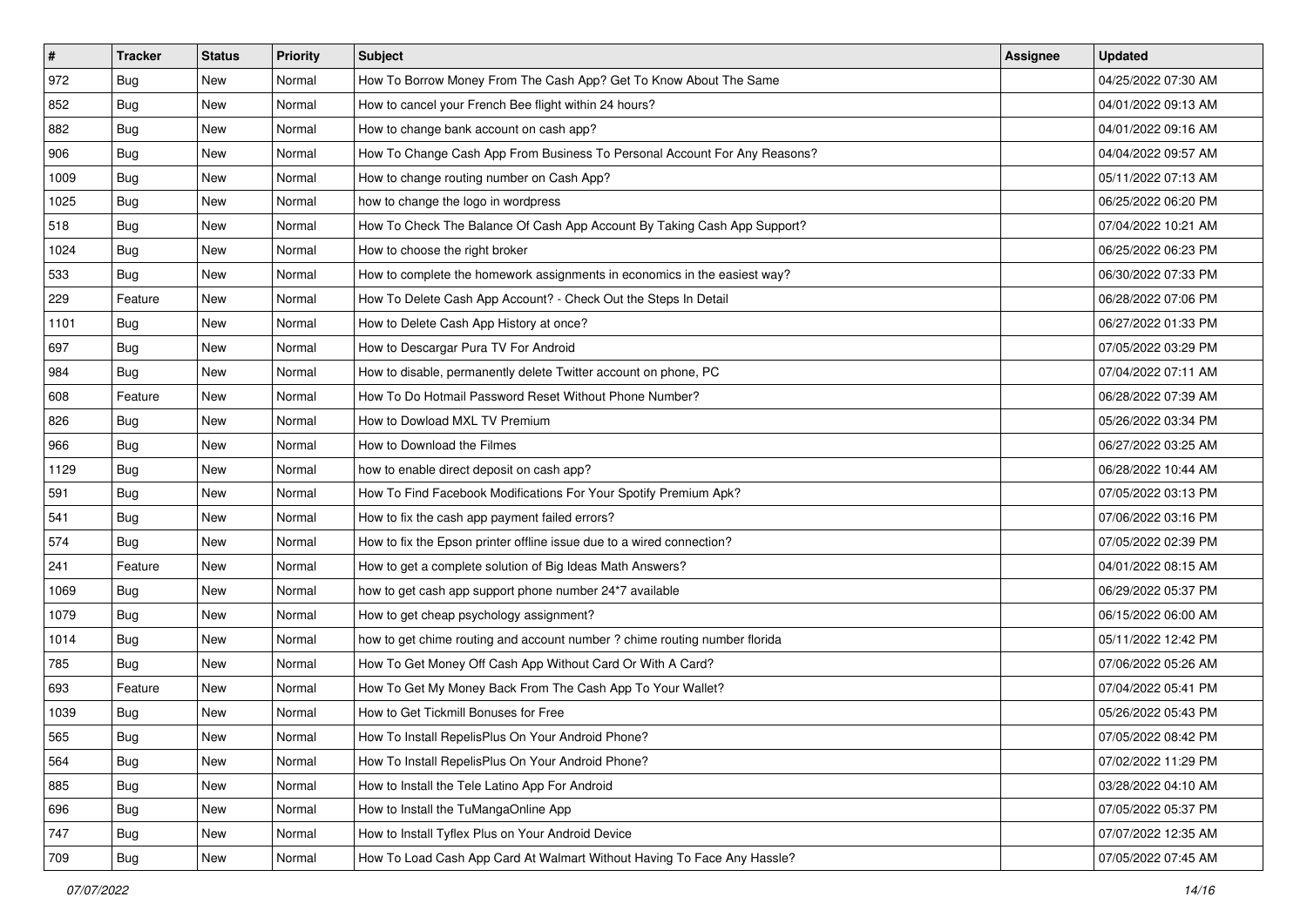| # | Tracker | Status | Priority | Subject | Assignee | Updated |
|---|---|---|---|---|---|---|
| 972 | Bug | New | Normal | How To Borrow Money From The Cash App? Get To Know About The Same | | 04/25/2022 07:30 AM |
| 852 | Bug | New | Normal | How to cancel your French Bee flight within 24 hours? | | 04/01/2022 09:13 AM |
| 882 | Bug | New | Normal | How to change bank account on cash app? | | 04/01/2022 09:16 AM |
| 906 | Bug | New | Normal | How To Change Cash App From Business To Personal Account For Any Reasons? | | 04/04/2022 09:57 AM |
| 1009 | Bug | New | Normal | How to change routing number on Cash App? | | 05/11/2022 07:13 AM |
| 1025 | Bug | New | Normal | how to change the logo in wordpress | | 06/25/2022 06:20 PM |
| 518 | Bug | New | Normal | How To Check The Balance Of Cash App Account By Taking Cash App Support? | | 07/04/2022 10:21 AM |
| 1024 | Bug | New | Normal | How to choose the right broker | | 06/25/2022 06:23 PM |
| 533 | Bug | New | Normal | How to complete the homework assignments in economics in the easiest way? | | 06/30/2022 07:33 PM |
| 229 | Feature | New | Normal | How To Delete Cash App Account? - Check Out the Steps In Detail | | 06/28/2022 07:06 PM |
| 1101 | Bug | New | Normal | How to Delete Cash App History at once? | | 06/27/2022 01:33 PM |
| 697 | Bug | New | Normal | How to Descargar Pura TV For Android | | 07/05/2022 03:29 PM |
| 984 | Bug | New | Normal | How to disable, permanently delete Twitter account on phone, PC | | 07/04/2022 07:11 AM |
| 608 | Feature | New | Normal | How To Do Hotmail Password Reset Without Phone Number? | | 06/28/2022 07:39 AM |
| 826 | Bug | New | Normal | How to Dowload MXL TV Premium | | 05/26/2022 03:34 PM |
| 966 | Bug | New | Normal | How to Download the Filmes | | 06/27/2022 03:25 AM |
| 1129 | Bug | New | Normal | how to enable direct deposit on cash app? | | 06/28/2022 10:44 AM |
| 591 | Bug | New | Normal | How To Find Facebook Modifications For Your Spotify Premium Apk? | | 07/05/2022 03:13 PM |
| 541 | Bug | New | Normal | How to fix the cash app payment failed errors? | | 07/06/2022 03:16 PM |
| 574 | Bug | New | Normal | How to fix the Epson printer offline issue due to a wired connection? | | 07/05/2022 02:39 PM |
| 241 | Feature | New | Normal | How to get a complete solution of Big Ideas Math Answers? | | 04/01/2022 08:15 AM |
| 1069 | Bug | New | Normal | how to get cash app support phone number 24*7 available | | 06/29/2022 05:37 PM |
| 1079 | Bug | New | Normal | How to get cheap psychology assignment? | | 06/15/2022 06:00 AM |
| 1014 | Bug | New | Normal | how to get chime routing and account number ? chime routing number florida | | 05/11/2022 12:42 PM |
| 785 | Bug | New | Normal | How To Get Money Off Cash App Without Card Or With A Card? | | 07/06/2022 05:26 AM |
| 693 | Feature | New | Normal | How To Get My Money Back From The Cash App To Your Wallet? | | 07/04/2022 05:41 PM |
| 1039 | Bug | New | Normal | How to Get Tickmill Bonuses for Free | | 05/26/2022 05:43 PM |
| 565 | Bug | New | Normal | How To Install RepelisPlus On Your Android Phone? | | 07/05/2022 08:42 PM |
| 564 | Bug | New | Normal | How To Install RepelisPlus On Your Android Phone? | | 07/02/2022 11:29 PM |
| 885 | Bug | New | Normal | How to Install the Tele Latino App For Android | | 03/28/2022 04:10 AM |
| 696 | Bug | New | Normal | How to Install the TuMangaOnline App | | 07/05/2022 05:37 PM |
| 747 | Bug | New | Normal | How to Install Tyflex Plus on Your Android Device | | 07/07/2022 12:35 AM |
| 709 | Bug | New | Normal | How To Load Cash App Card At Walmart Without Having To Face Any Hassle? | | 07/05/2022 07:45 AM |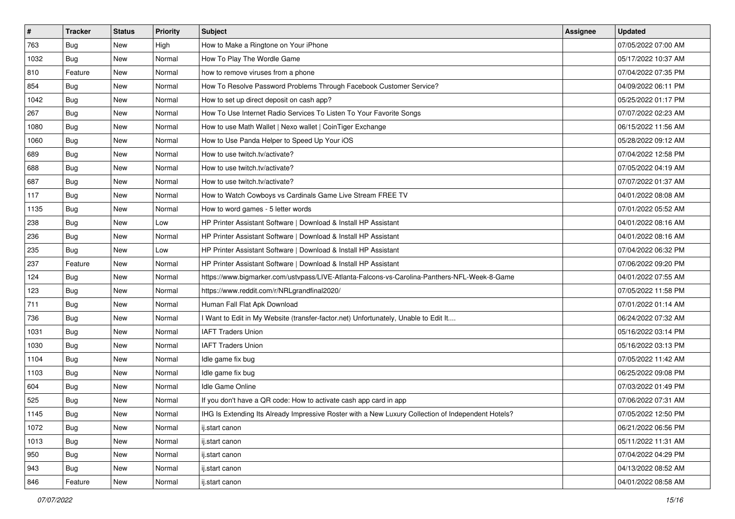| # | Tracker | Status | Priority | Subject | Assignee | Updated |
| --- | --- | --- | --- | --- | --- | --- |
| 763 | Bug | New | High | How to Make a Ringtone on Your iPhone | | 07/05/2022 07:00 AM |
| 1032 | Bug | New | Normal | How To Play The Wordle Game | | 05/17/2022 10:37 AM |
| 810 | Feature | New | Normal | how to remove viruses from a phone | | 07/04/2022 07:35 PM |
| 854 | Bug | New | Normal | How To Resolve Password Problems Through Facebook Customer Service? | | 04/09/2022 06:11 PM |
| 1042 | Bug | New | Normal | How to set up direct deposit on cash app? | | 05/25/2022 01:17 PM |
| 267 | Bug | New | Normal | How To Use Internet Radio Services To Listen To Your Favorite Songs | | 07/07/2022 02:23 AM |
| 1080 | Bug | New | Normal | How to use Math Wallet \| Nexo wallet \| CoinTiger Exchange | | 06/15/2022 11:56 AM |
| 1060 | Bug | New | Normal | How to Use Panda Helper to Speed Up Your iOS | | 05/28/2022 09:12 AM |
| 689 | Bug | New | Normal | How to use twitch.tv/activate? | | 07/04/2022 12:58 PM |
| 688 | Bug | New | Normal | How to use twitch.tv/activate? | | 07/05/2022 04:19 AM |
| 687 | Bug | New | Normal | How to use twitch.tv/activate? | | 07/07/2022 01:37 AM |
| 117 | Bug | New | Normal | How to Watch Cowboys vs Cardinals Game Live Stream FREE TV | | 04/01/2022 08:08 AM |
| 1135 | Bug | New | Normal | How to word games - 5 letter words | | 07/01/2022 05:52 AM |
| 238 | Bug | New | Low | HP Printer Assistant Software \| Download & Install HP Assistant | | 04/01/2022 08:16 AM |
| 236 | Bug | New | Normal | HP Printer Assistant Software \| Download & Install HP Assistant | | 04/01/2022 08:16 AM |
| 235 | Bug | New | Low | HP Printer Assistant Software \| Download & Install HP Assistant | | 07/04/2022 06:32 PM |
| 237 | Feature | New | Normal | HP Printer Assistant Software \| Download & Install HP Assistant | | 07/06/2022 09:20 PM |
| 124 | Bug | New | Normal | https://www.bigmarker.com/ustvpass/LIVE-Atlanta-Falcons-vs-Carolina-Panthers-NFL-Week-8-Game | | 04/01/2022 07:55 AM |
| 123 | Bug | New | Normal | https://www.reddit.com/r/NRLgrandfinal2020/ | | 07/05/2022 11:58 PM |
| 711 | Bug | New | Normal | Human Fall Flat Apk Download | | 07/01/2022 01:14 AM |
| 736 | Bug | New | Normal | I Want to Edit in My Website (transfer-factor.net) Unfortunately, Unable to Edit It.... | | 06/24/2022 07:32 AM |
| 1031 | Bug | New | Normal | IAFT Traders Union | | 05/16/2022 03:14 PM |
| 1030 | Bug | New | Normal | IAFT Traders Union | | 05/16/2022 03:13 PM |
| 1104 | Bug | New | Normal | Idle game fix bug | | 07/05/2022 11:42 AM |
| 1103 | Bug | New | Normal | Idle game fix bug | | 06/25/2022 09:08 PM |
| 604 | Bug | New | Normal | Idle Game Online | | 07/03/2022 01:49 PM |
| 525 | Bug | New | Normal | If you don't have a QR code: How to activate cash app card in app | | 07/06/2022 07:31 AM |
| 1145 | Bug | New | Normal | IHG Is Extending Its Already Impressive Roster with a New Luxury Collection of Independent Hotels? | | 07/05/2022 12:50 PM |
| 1072 | Bug | New | Normal | ij.start canon | | 06/21/2022 06:56 PM |
| 1013 | Bug | New | Normal | ij.start canon | | 05/11/2022 11:31 AM |
| 950 | Bug | New | Normal | ij.start canon | | 07/04/2022 04:29 PM |
| 943 | Bug | New | Normal | ij.start canon | | 04/13/2022 08:52 AM |
| 846 | Feature | New | Normal | ij.start canon | | 04/01/2022 08:58 AM |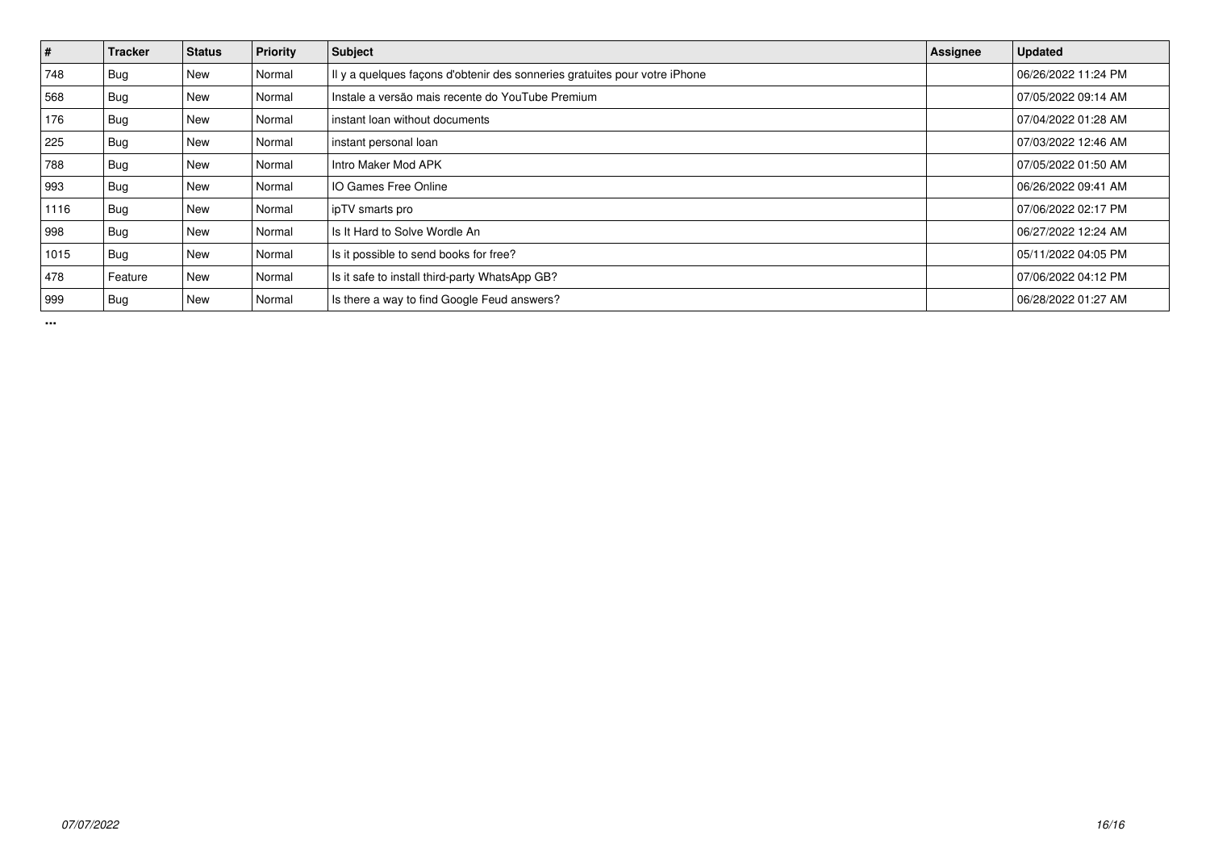| # | Tracker | Status | Priority | Subject | Assignee | Updated |
|---|---|---|---|---|---|---|
| 748 | Bug | New | Normal | Il y a quelques façons d'obtenir des sonneries gratuites pour votre iPhone | | 06/26/2022 11:24 PM |
| 568 | Bug | New | Normal | Instale a versão mais recente do YouTube Premium | | 07/05/2022 09:14 AM |
| 176 | Bug | New | Normal | instant loan without documents | | 07/04/2022 01:28 AM |
| 225 | Bug | New | Normal | instant personal loan | | 07/03/2022 12:46 AM |
| 788 | Bug | New | Normal | Intro Maker Mod APK | | 07/05/2022 01:50 AM |
| 993 | Bug | New | Normal | IO Games Free Online | | 06/26/2022 09:41 AM |
| 1116 | Bug | New | Normal | ipTV smarts pro | | 07/06/2022 02:17 PM |
| 998 | Bug | New | Normal | Is It Hard to Solve Wordle An | | 06/27/2022 12:24 AM |
| 1015 | Bug | New | Normal | Is it possible to send books for free? | | 05/11/2022 04:05 PM |
| 478 | Feature | New | Normal | Is it safe to install third-party WhatsApp GB? | | 07/06/2022 04:12 PM |
| 999 | Bug | New | Normal | Is there a way to find Google Feud answers? | | 06/28/2022 01:27 AM |

...